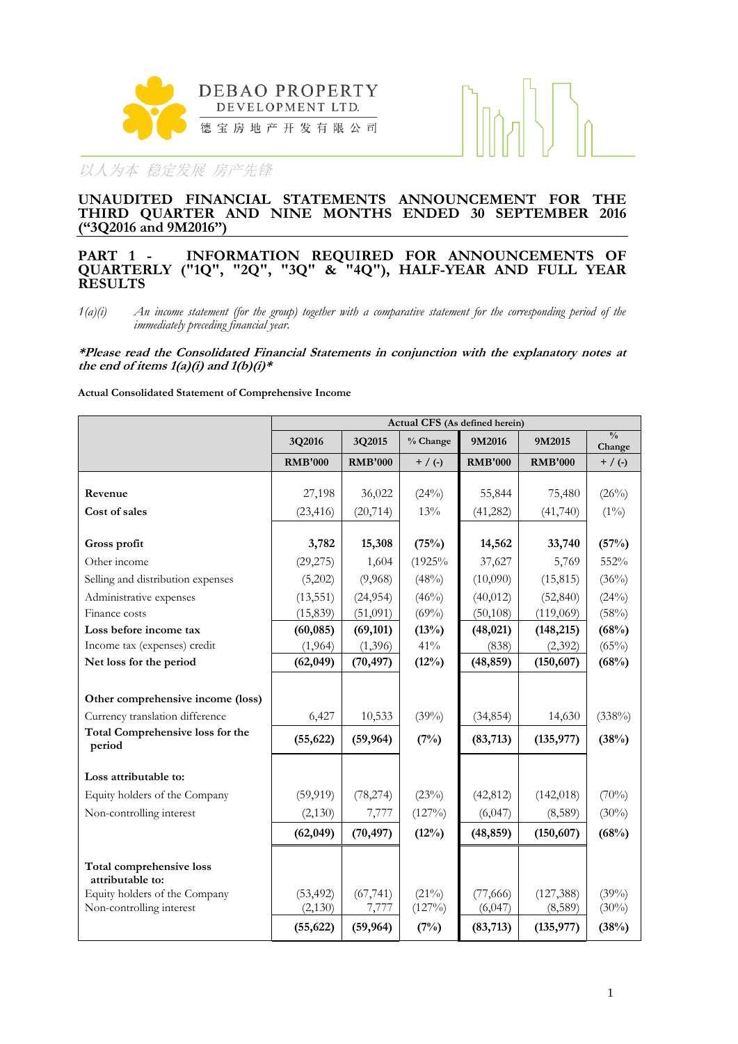DEBAO PROPERTY DEVELOPMENT LTD.

德宝房地产开发有限公司

以人为本 稳定发展 房产先锋

# UNAUDITED FINANCIAL STATEMENTS ANNOUNCEMENT FOR THE THIRD QUARTER AND NINE MONTHS ENDED 30 SEPTEMBER 2016 ("3Q2016 and 9M2016")

## PART 1 - INFORMATION REQUIRED FOR ANNOUNCEMENTS OF QUARTERLY ("1Q", "2Q", "3Q" & "4Q"), HALF-YEAR AND FULL YEAR RESULTS

*1(a)(i) An income statement (for the group) together with a comparative statement for the corresponding period of the immediately preceding financial year.*

***Please read the Consolidated Financial Statements in conjunction with the explanatory notes at the end of items 1(a)(i) and 1(b)(i)***

**Actual Consolidated Statement of Comprehensive Income**

| | Actual CFS (As defined herein) | | | | | |
|---|---|---|---|---|---|---|
| | 3Q2016 | 3Q2015 | % Change | 9M2016 | 9M2015 | % Change |
| | RMB'000 | RMB'000 | + / (-) | RMB'000 | RMB'000 | + / (-) |
| **Revenue** | 27,198 | 36,022 | (24%) | 55,844 | 75,480 | (26%) |
| **Cost of sales** | (23,416) | (20,714) | 13% | (41,282) | (41,740) | (1%) |
| **Gross profit** | **3,782** | **15,308** | **(75%)** | **14,562** | **33,740** | **(57%)** |
| Other income | (29,275) | 1,604 | (1925% | 37,627 | 5,769 | 552% |
| Selling and distribution expenses | (5,202) | (9,968) | (48%) | (10,090) | (15,815) | (36%) |
| Administrative expenses | (13,551) | (24,954) | (46%) | (40,012) | (52,840) | (24%) |
| Finance costs | (15,839) | (51,091) | (69%) | (50,108) | (119,069) | (58%) |
| **Loss before income tax** | **(60,085)** | **(69,101)** | **(13%)** | **(48,021)** | **(148,215)** | **(68%)** |
| Income tax (expenses) credit | (1,964) | (1,396) | 41% | (838) | (2,392) | (65%) |
| **Net loss for the period** | **(62,049)** | **(70,497)** | **(12%)** | **(48,859)** | **(150,607)** | **(68%)** |
| **Other comprehensive income (loss)** | | | | | | |
| Currency translation difference | 6,427 | 10,533 | (39%) | (34,854) | 14,630 | (338%) |
| **Total Comprehensive loss for the period** | **(55,622)** | **(59,964)** | **(7%)** | **(83,713)** | **(135,977)** | **(38%)** |
| **Loss attributable to:** | | | | | | |
| Equity holders of the Company | (59,919) | (78,274) | (23%) | (42,812) | (142,018) | (70%) |
| Non-controlling interest | (2,130) | 7,777 | (127%) | (6,047) | (8,589) | (30%) |
| | **(62,049)** | **(70,497)** | **(12%)** | **(48,859)** | **(150,607)** | **(68%)** |
| **Total comprehensive loss attributable to:** | | | | | | |
| Equity holders of the Company | (53,492) | (67,741) | (21%) | (77,666) | (127,388) | (39%) |
| Non-controlling interest | (2,130) | 7,777 | (127%) | (6,047) | (8,589) | (30%) |
| | **(55,622)** | **(59,964)** | **(7%)** | **(83,713)** | **(135,977)** | **(38%)** |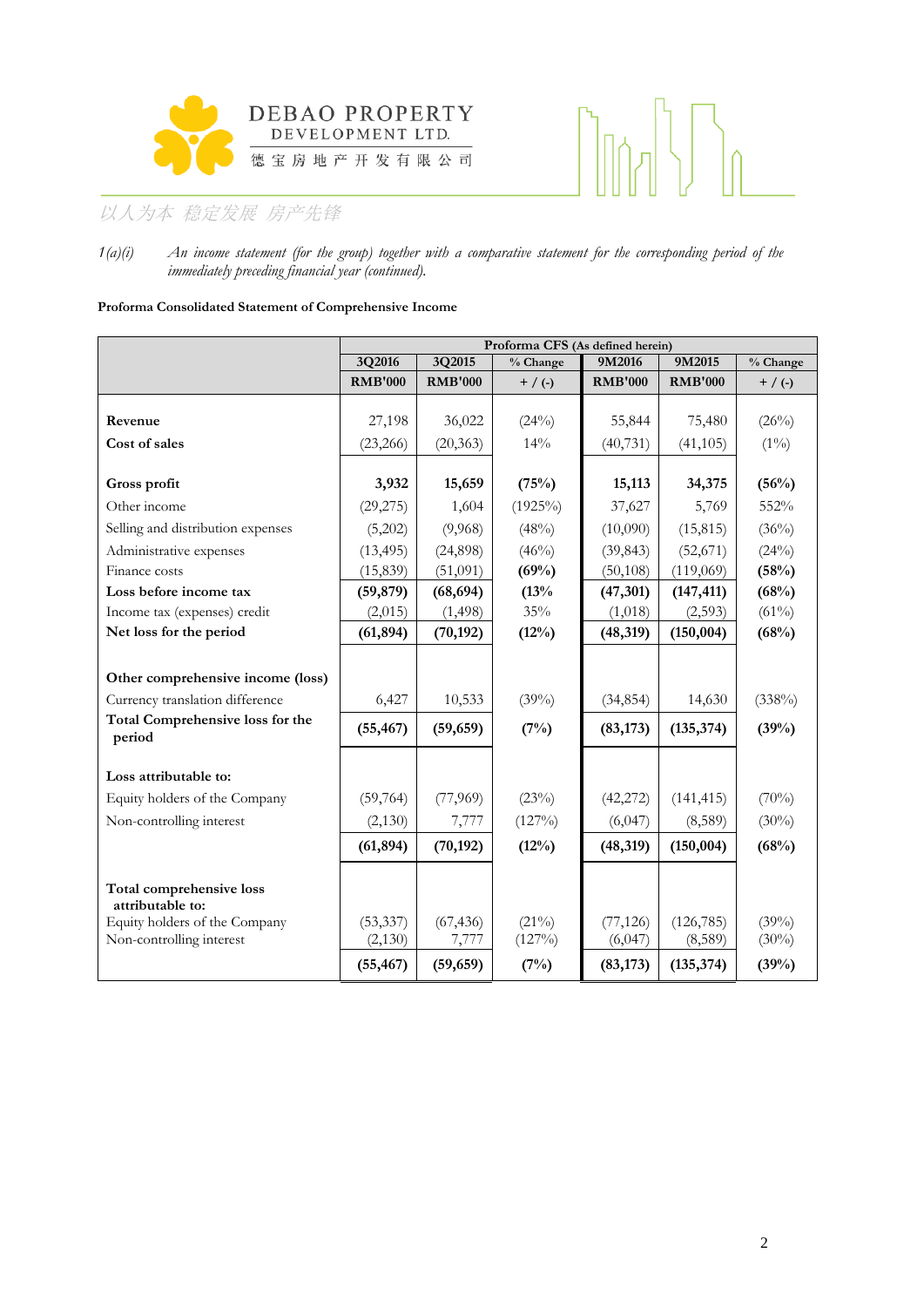1(a)(i) *An income statement (for the group) together with a comparative statement for the corresponding period of the immediately preceding financial year (continued).*

**Proforma Consolidated Statement of Comprehensive Income**

| | Proforma CFS (As defined herein) | | | | | |
|---|---|---|---|---|---|---|
| | 3Q2016 | 3Q2015 | % Change | 9M2016 | 9M2015 | % Change |
| | RMB'000 | RMB'000 | + / (-) | RMB'000 | RMB'000 | + / (-) |
| **Revenue** | 27,198 | 36,022 | (24%) | 55,844 | 75,480 | (26%) |
| **Cost of sales** | (23,266) | (20,363) | 14% | (40,731) | (41,105) | (1%) |
| **Gross profit** | **3,932** | **15,659** | **(75%)** | **15,113** | **34,375** | **(56%)** |
| Other income | (29,275) | 1,604 | (1925%) | 37,627 | 5,769 | 552% |
| Selling and distribution expenses | (5,202) | (9,968) | (48%) | (10,090) | (15,815) | (36%) |
| Administrative expenses | (13,495) | (24,898) | (46%) | (39,843) | (52,671) | (24%) |
| Finance costs | (15,839) | (51,091) | **(69%)** | (50,108) | (119,069) | **(58%)** |
| **Loss before income tax** | **(59,879)** | **(68,694)** | **(13%** | **(47,301)** | **(147,411)** | **(68%)** |
| Income tax (expenses) credit | (2,015) | (1,498) | 35% | (1,018) | (2,593) | (61%) |
| **Net loss for the period** | **(61,894)** | **(70,192)** | **(12%)** | **(48,319)** | **(150,004)** | **(68%)** |
| **Other comprehensive income (loss)** | | | | | | |
| Currency translation difference | 6,427 | 10,533 | (39%) | (34,854) | 14,630 | (338%) |
| **Total Comprehensive loss for the period** | **(55,467)** | **(59,659)** | **(7%)** | **(83,173)** | **(135,374)** | **(39%)** |
| **Loss attributable to:** | | | | | | |
| Equity holders of the Company | (59,764) | (77,969) | (23%) | (42,272) | (141,415) | (70%) |
| Non-controlling interest | (2,130) | 7,777 | (127%) | (6,047) | (8,589) | (30%) |
| | **(61,894)** | **(70,192)** | **(12%)** | **(48,319)** | **(150,004)** | **(68%)** |
| **Total comprehensive loss attributable to:** | | | | | | |
| Equity holders of the Company | (53,337) | (67,436) | (21%) | (77,126) | (126,785) | (39%) |
| Non-controlling interest | (2,130) | 7,777 | (127%) | (6,047) | (8,589) | (30%) |
| | **(55,467)** | **(59,659)** | **(7%)** | **(83,173)** | **(135,374)** | **(39%)** |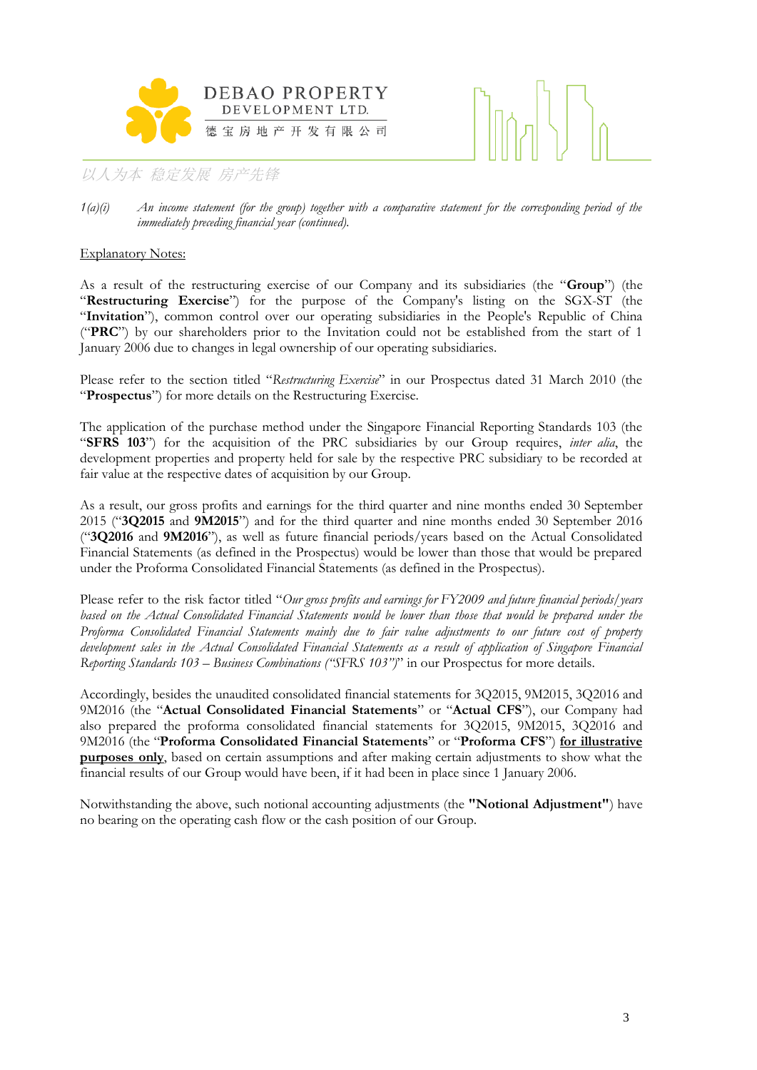*1(a)(i) An income statement (for the group) together with a comparative statement for the corresponding period of the immediately preceding financial year (continued).*

Explanatory Notes:

As a result of the restructuring exercise of our Company and its subsidiaries (the "**Group**") (the "**Restructuring Exercise**") for the purpose of the Company's listing on the SGX-ST (the "**Invitation**"), common control over our operating subsidiaries in the People's Republic of China ("**PRC**") by our shareholders prior to the Invitation could not be established from the start of 1 January 2006 due to changes in legal ownership of our operating subsidiaries.

Please refer to the section titled "*Restructuring Exercise*" in our Prospectus dated 31 March 2010 (the "**Prospectus**") for more details on the Restructuring Exercise.

The application of the purchase method under the Singapore Financial Reporting Standards 103 (the "**SFRS 103**") for the acquisition of the PRC subsidiaries by our Group requires, *inter alia*, the development properties and property held for sale by the respective PRC subsidiary to be recorded at fair value at the respective dates of acquisition by our Group.

As a result, our gross profits and earnings for the third quarter and nine months ended 30 September 2015 ("**3Q2015** and **9M2015**") and for the third quarter and nine months ended 30 September 2016 ("**3Q2016** and **9M2016**"), as well as future financial periods/years based on the Actual Consolidated Financial Statements (as defined in the Prospectus) would be lower than those that would be prepared under the Proforma Consolidated Financial Statements (as defined in the Prospectus).

Please refer to the risk factor titled "*Our gross profits and earnings for FY2009 and future financial periods/years based on the Actual Consolidated Financial Statements would be lower than those that would be prepared under the Proforma Consolidated Financial Statements mainly due to fair value adjustments to our future cost of property development sales in the Actual Consolidated Financial Statements as a result of application of Singapore Financial Reporting Standards 103 – Business Combinations ("SFRS 103")*" in our Prospectus for more details.

Accordingly, besides the unaudited consolidated financial statements for 3Q2015, 9M2015, 3Q2016 and 9M2016 (the "**Actual Consolidated Financial Statements**" or "**Actual CFS**"), our Company had also prepared the proforma consolidated financial statements for 3Q2015, 9M2015, 3Q2016 and 9M2016 (the "**Proforma Consolidated Financial Statements**" or "**Proforma CFS**") **for illustrative purposes only**, based on certain assumptions and after making certain adjustments to show what the financial results of our Group would have been, if it had been in place since 1 January 2006.

Notwithstanding the above, such notional accounting adjustments (the **"Notional Adjustment"**) have no bearing on the operating cash flow or the cash position of our Group.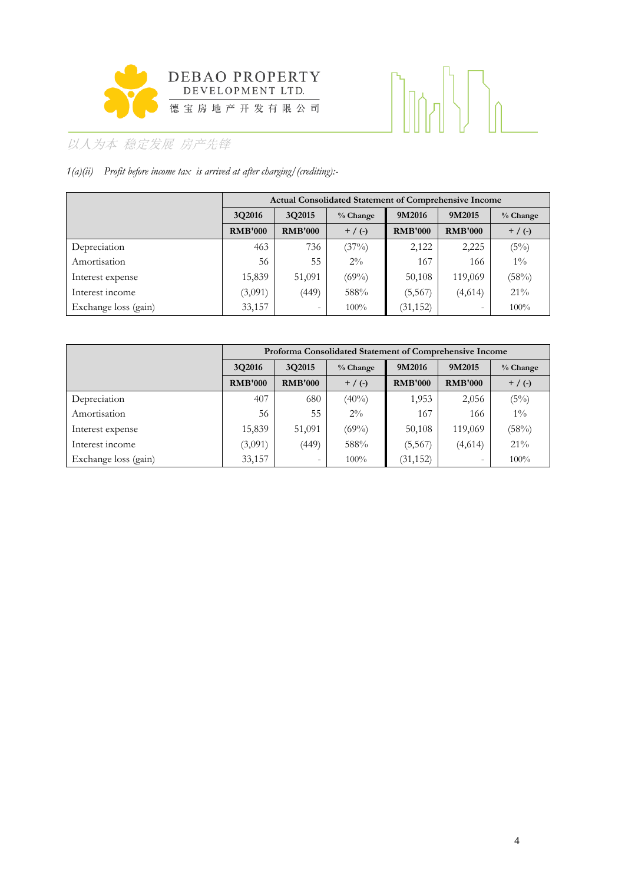*1(a)(ii) Profit before income tax is arrived at after charging/(crediting):-*

| | Actual Consolidated Statement of Comprehensive Income | | | | | |
|---|---|---|---|---|---|---|
| | 3Q2016 | 3Q2015 | % Change | 9M2016 | 9M2015 | % Change |
| | RMB'000 | RMB'000 | + / (-) | RMB'000 | RMB'000 | + / (-) |
| Depreciation | 463 | 736 | (37%) | 2,122 | 2,225 | (5%) |
| Amortisation | 56 | 55 | 2% | 167 | 166 | 1% |
| Interest expense | 15,839 | 51,091 | (69%) | 50,108 | 119,069 | (58%) |
| Interest income | (3,091) | (449) | 588% | (5,567) | (4,614) | 21% |
| Exchange loss (gain) | 33,157 | - | 100% | (31,152) | - | 100% |

| | Proforma Consolidated Statement of Comprehensive Income | | | | | |
|---|---|---|---|---|---|---|
| | 3Q2016 | 3Q2015 | % Change | 9M2016 | 9M2015 | % Change |
| | RMB'000 | RMB'000 | + / (-) | RMB'000 | RMB'000 | + / (-) |
| Depreciation | 407 | 680 | (40%) | 1,953 | 2,056 | (5%) |
| Amortisation | 56 | 55 | 2% | 167 | 166 | 1% |
| Interest expense | 15,839 | 51,091 | (69%) | 50,108 | 119,069 | (58%) |
| Interest income | (3,091) | (449) | 588% | (5,567) | (4,614) | 21% |
| Exchange loss (gain) | 33,157 | - | 100% | (31,152) | - | 100% |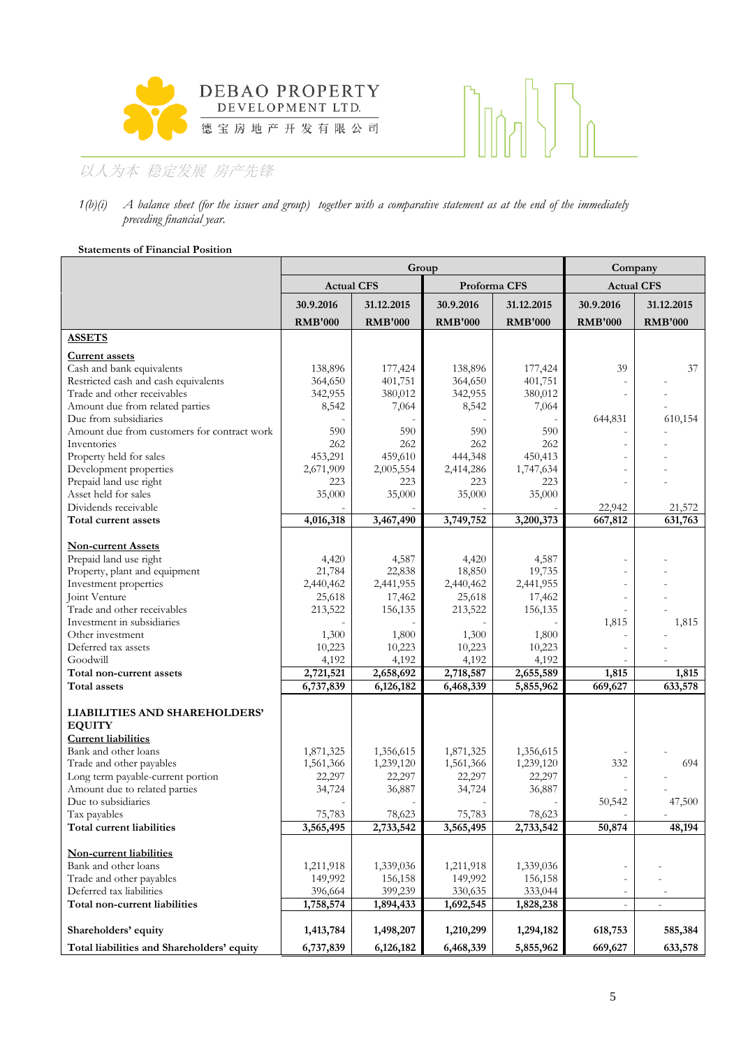DEBAO PROPERTY DEVELOPMENT LTD.

德宝房地产开发有限公司

以人为本 稳定发展 房产先锋

1(b)(i) *A balance sheet (for the issuer and group) together with a comparative statement as at the end of the immediately preceding financial year.*

**Statements of Financial Position**

| | Group | | | | Company | |
|---|---|---|---|---|---|---|
| | Actual CFS | | Proforma CFS | | Actual CFS | |
| | **30.9.2016** | **31.12.2015** | **30.9.2016** | **31.12.2015** | **30.9.2016** | **31.12.2015** |
| | **RMB'000** | **RMB'000** | **RMB'000** | **RMB'000** | **RMB'000** | **RMB'000** |
| **ASSETS** | | | | | | |
| **Current assets** | | | | | | |
| Cash and bank equivalents | 138,896 | 177,424 | 138,896 | 177,424 | 39 | 37 |
| Restricted cash and cash equivalents | 364,650 | 401,751 | 364,650 | 401,751 | - | - |
| Trade and other receivables | 342,955 | 380,012 | 342,955 | 380,012 | - | - |
| Amount due from related parties | 8,542 | 7,064 | 8,542 | 7,064 | - | - |
| Due from subsidiaries | - | - | - | - | 644,831 | 610,154 |
| Amount due from customers for contract work | 590 | 590 | 590 | 590 | - | - |
| Inventories | 262 | 262 | 262 | 262 | - | - |
| Property held for sales | 453,291 | 459,610 | 444,348 | 450,413 | - | - |
| Development properties | 2,671,909 | 2,005,554 | 2,414,286 | 1,747,634 | - | - |
| Prepaid land use right | 223 | 223 | 223 | 223 | - | - |
| Asset held for sales | 35,000 | 35,000 | 35,000 | 35,000 | | |
| Dividends receivable | - | - | - | - | 22,942 | 21,572 |
| **Total current assets** | **4,016,318** | **3,467,490** | **3,749,752** | **3,200,373** | **667,812** | **631,763** |
| **Non-current Assets** | | | | | | |
| Prepaid land use right | 4,420 | 4,587 | 4,420 | 4,587 | - | - |
| Property, plant and equipment | 21,784 | 22,838 | 18,850 | 19,735 | - | - |
| Investment properties | 2,440,462 | 2,441,955 | 2,440,462 | 2,441,955 | - | - |
| Joint Venture | 25,618 | 17,462 | 25,618 | 17,462 | - | - |
| Trade and other receivables | 213,522 | 156,135 | 213,522 | 156,135 | - | - |
| Investment in subsidiaries | - | - | - | - | 1,815 | 1,815 |
| Other investment | 1,300 | 1,800 | 1,300 | 1,800 | - | - |
| Deferred tax assets | 10,223 | 10,223 | 10,223 | 10,223 | - | - |
| Goodwill | 4,192 | 4,192 | 4,192 | 4,192 | - | - |
| **Total non-current assets** | **2,721,521** | **2,658,692** | **2,718,587** | **2,655,589** | **1,815** | **1,815** |
| **Total assets** | **6,737,839** | **6,126,182** | **6,468,339** | **5,855,962** | **669,627** | **633,578** |
| **LIABILITIES AND SHAREHOLDERS' EQUITY** | | | | | | |
| **Current liabilities** | | | | | | |
| Bank and other loans | 1,871,325 | 1,356,615 | 1,871,325 | 1,356,615 | - | - |
| Trade and other payables | 1,561,366 | 1,239,120 | 1,561,366 | 1,239,120 | 332 | 694 |
| Long term payable-current portion | 22,297 | 22,297 | 22,297 | 22,297 | - | - |
| Amount due to related parties | 34,724 | 36,887 | 34,724 | 36,887 | - | - |
| Due to subsidiaries | - | - | - | - | 50,542 | 47,500 |
| Tax payables | 75,783 | 78,623 | 75,783 | 78,623 | - | - |
| **Total current liabilities** | **3,565,495** | **2,733,542** | **3,565,495** | **2,733,542** | **50,874** | **48,194** |
| **Non-current liabilities** | | | | | | |
| Bank and other loans | 1,211,918 | 1,339,036 | 1,211,918 | 1,339,036 | - | - |
| Trade and other payables | 149,992 | 156,158 | 149,992 | 156,158 | - | - |
| Deferred tax liabilities | 396,664 | 399,239 | 330,635 | 333,044 | - | - |
| **Total non-current liabilities** | **1,758,574** | **1,894,433** | **1,692,545** | **1,828,238** | - | - |
| **Shareholders' equity** | **1,413,784** | **1,498,207** | **1,210,299** | **1,294,182** | **618,753** | **585,384** |
| **Total liabilities and Shareholders' equity** | **6,737,839** | **6,126,182** | **6,468,339** | **5,855,962** | **669,627** | **633,578** |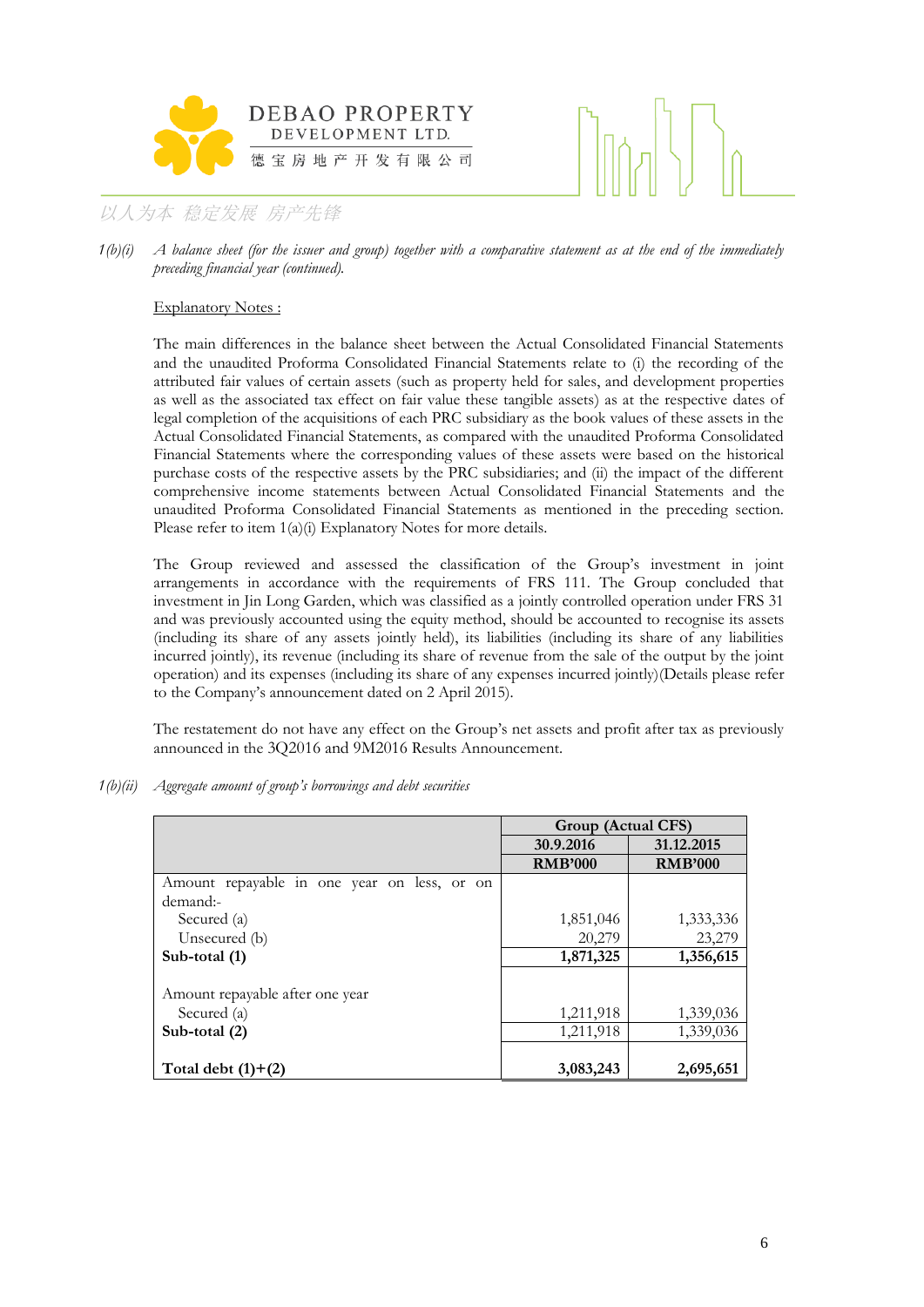*1(b)(i) A balance sheet (for the issuer and group) together with a comparative statement as at the end of the immediately preceding financial year (continued).*

Explanatory Notes :

The main differences in the balance sheet between the Actual Consolidated Financial Statements and the unaudited Proforma Consolidated Financial Statements relate to (i) the recording of the attributed fair values of certain assets (such as property held for sales, and development properties as well as the associated tax effect on fair value these tangible assets) as at the respective dates of legal completion of the acquisitions of each PRC subsidiary as the book values of these assets in the Actual Consolidated Financial Statements, as compared with the unaudited Proforma Consolidated Financial Statements where the corresponding values of these assets were based on the historical purchase costs of the respective assets by the PRC subsidiaries; and (ii) the impact of the different comprehensive income statements between Actual Consolidated Financial Statements and the unaudited Proforma Consolidated Financial Statements as mentioned in the preceding section. Please refer to item 1(a)(i) Explanatory Notes for more details.

The Group reviewed and assessed the classification of the Group's investment in joint arrangements in accordance with the requirements of FRS 111. The Group concluded that investment in Jin Long Garden, which was classified as a jointly controlled operation under FRS 31 and was previously accounted using the equity method, should be accounted to recognise its assets (including its share of any assets jointly held), its liabilities (including its share of any liabilities incurred jointly), its revenue (including its share of revenue from the sale of the output by the joint operation) and its expenses (including its share of any expenses incurred jointly)(Details please refer to the Company's announcement dated on 2 April 2015).

The restatement do not have any effect on the Group's net assets and profit after tax as previously announced in the 3Q2016 and 9M2016 Results Announcement.

*1(b)(ii) Aggregate amount of group's borrowings and debt securities*

| | Group (Actual CFS) | |
|---|---|---|
| | **30.9.2016** | **31.12.2015** |
| | **RMB'000** | **RMB'000** |
| Amount repayable in one year on less, or on demand:- | | |
| Secured (a) | 1,851,046 | 1,333,336 |
| Unsecured (b) | 20,279 | 23,279 |
| **Sub-total (1)** | **1,871,325** | **1,356,615** |
| Amount repayable after one year | | |
| Secured (a) | 1,211,918 | 1,339,036 |
| **Sub-total (2)** | 1,211,918 | 1,339,036 |
| **Total debt (1)+(2)** | **3,083,243** | **2,695,651** |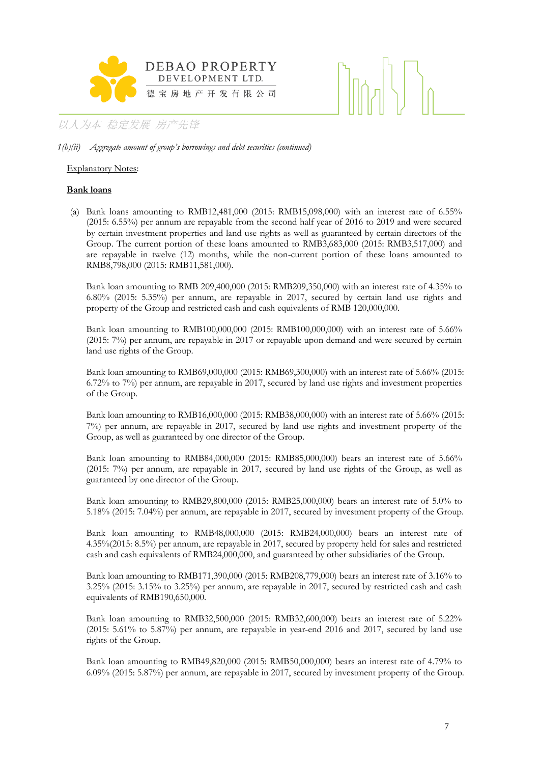*1(b)(ii) Aggregate amount of group's borrowings and debt securities (continued)*

Explanatory Notes:

**Bank loans**

(a) Bank loans amounting to RMB12,481,000 (2015: RMB15,098,000) with an interest rate of 6.55% (2015: 6.55%) per annum are repayable from the second half year of 2016 to 2019 and were secured by certain investment properties and land use rights as well as guaranteed by certain directors of the Group. The current portion of these loans amounted to RMB3,683,000 (2015: RMB3,517,000) and are repayable in twelve (12) months, while the non-current portion of these loans amounted to RMB8,798,000 (2015: RMB11,581,000).

Bank loan amounting to RMB 209,400,000 (2015: RMB209,350,000) with an interest rate of 4.35% to 6.80% (2015: 5.35%) per annum, are repayable in 2017, secured by certain land use rights and property of the Group and restricted cash and cash equivalents of RMB 120,000,000.

Bank loan amounting to RMB100,000,000 (2015: RMB100,000,000) with an interest rate of 5.66% (2015: 7%) per annum, are repayable in 2017 or repayable upon demand and were secured by certain land use rights of the Group.

Bank loan amounting to RMB69,000,000 (2015: RMB69,300,000) with an interest rate of 5.66% (2015: 6.72% to 7%) per annum, are repayable in 2017, secured by land use rights and investment properties of the Group.

Bank loan amounting to RMB16,000,000 (2015: RMB38,000,000) with an interest rate of 5.66% (2015: 7%) per annum, are repayable in 2017, secured by land use rights and investment property of the Group, as well as guaranteed by one director of the Group.

Bank loan amounting to RMB84,000,000 (2015: RMB85,000,000) bears an interest rate of 5.66% (2015: 7%) per annum, are repayable in 2017, secured by land use rights of the Group, as well as guaranteed by one director of the Group.

Bank loan amounting to RMB29,800,000 (2015: RMB25,000,000) bears an interest rate of 5.0% to 5.18% (2015: 7.04%) per annum, are repayable in 2017, secured by investment property of the Group.

Bank loan amounting to RMB48,000,000 (2015: RMB24,000,000) bears an interest rate of 4.35%(2015: 8.5%) per annum, are repayable in 2017, secured by property held for sales and restricted cash and cash equivalents of RMB24,000,000, and guaranteed by other subsidiaries of the Group.

Bank loan amounting to RMB171,390,000 (2015: RMB208,779,000) bears an interest rate of 3.16% to 3.25% (2015: 3.15% to 3.25%) per annum, are repayable in 2017, secured by restricted cash and cash equivalents of RMB190,650,000.

Bank loan amounting to RMB32,500,000 (2015: RMB32,600,000) bears an interest rate of 5.22% (2015: 5.61% to 5.87%) per annum, are repayable in year-end 2016 and 2017, secured by land use rights of the Group.

Bank loan amounting to RMB49,820,000 (2015: RMB50,000,000) bears an interest rate of 4.79% to 6.09% (2015: 5.87%) per annum, are repayable in 2017, secured by investment property of the Group.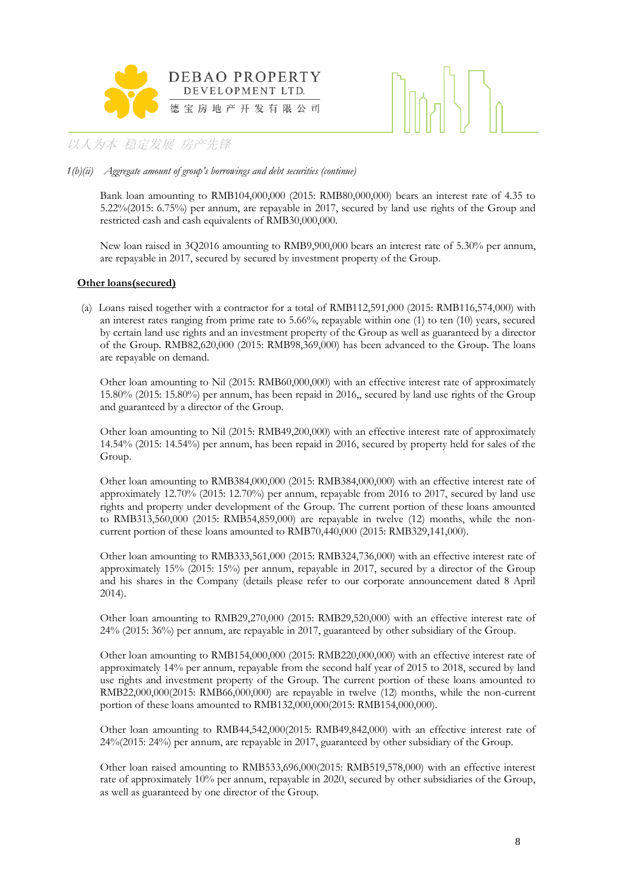*1(b)(ii) Aggregate amount of group's borrowings and debt securities (continue)*

Bank loan amounting to RMB104,000,000 (2015: RMB80,000,000) bears an interest rate of 4.35 to 5.22%(2015: 6.75%) per annum, are repayable in 2017, secured by land use rights of the Group and restricted cash and cash equivalents of RMB30,000,000.

New loan raised in 3Q2016 amounting to RMB9,900,000 bears an interest rate of 5.30% per annum, are repayable in 2017, secured by secured by investment property of the Group.

**Other loans(secured)**

(a) Loans raised together with a contractor for a total of RMB112,591,000 (2015: RMB116,574,000) with an interest rates ranging from prime rate to 5.66%, repayable within one (1) to ten (10) years, secured by certain land use rights and an investment property of the Group as well as guaranteed by a director of the Group. RMB82,620,000 (2015: RMB98,369,000) has been advanced to the Group. The loans are repayable on demand.

Other loan amounting to Nil (2015: RMB60,000,000) with an effective interest rate of approximately 15.80% (2015: 15.80%) per annum, has been repaid in 2016,, secured by land use rights of the Group and guaranteed by a director of the Group.

Other loan amounting to Nil (2015: RMB49,200,000) with an effective interest rate of approximately 14.54% (2015: 14.54%) per annum, has been repaid in 2016, secured by property held for sales of the Group.

Other loan amounting to RMB384,000,000 (2015: RMB384,000,000) with an effective interest rate of approximately 12.70% (2015: 12.70%) per annum, repayable from 2016 to 2017, secured by land use rights and property under development of the Group. The current portion of these loans amounted to RMB313,560,000 (2015: RMB54,859,000) are repayable in twelve (12) months, while the non-current portion of these loans amounted to RMB70,440,000 (2015: RMB329,141,000).

Other loan amounting to RMB333,561,000 (2015: RMB324,736,000) with an effective interest rate of approximately 15% (2015: 15%) per annum, repayable in 2017, secured by a director of the Group and his shares in the Company (details please refer to our corporate announcement dated 8 April 2014).

Other loan amounting to RMB29,270,000 (2015: RMB29,520,000) with an effective interest rate of 24% (2015: 36%) per annum, are repayable in 2017, guaranteed by other subsidiary of the Group.

Other loan amounting to RMB154,000,000 (2015: RMB220,000,000) with an effective interest rate of approximately 14% per annum, repayable from the second half year of 2015 to 2018, secured by land use rights and investment property of the Group. The current portion of these loans amounted to RMB22,000,000(2015: RMB66,000,000) are repayable in twelve (12) months, while the non-current portion of these loans amounted to RMB132,000,000(2015: RMB154,000,000).

Other loan amounting to RMB44,542,000(2015: RMB49,842,000) with an effective interest rate of 24%(2015: 24%) per annum, are repayable in 2017, guaranteed by other subsidiary of the Group.

Other loan raised amounting to RMB533,696,000(2015: RMB519,578,000) with an effective interest rate of approximately 10% per annum, repayable in 2020, secured by other subsidiaries of the Group, as well as guaranteed by one director of the Group.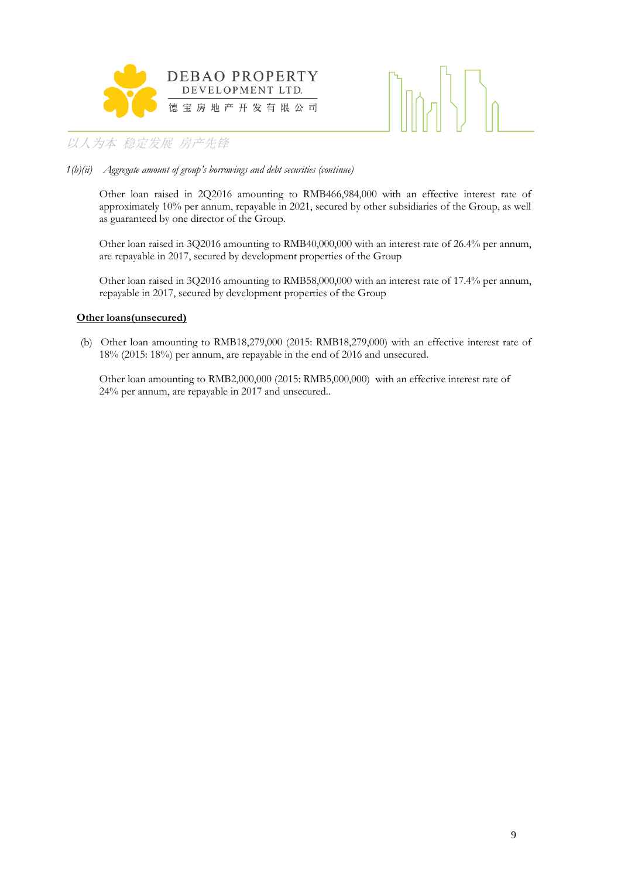*1(b)(ii) Aggregate amount of group's borrowings and debt securities (continue)*

Other loan raised in 2Q2016 amounting to RMB466,984,000 with an effective interest rate of approximately 10% per annum, repayable in 2021, secured by other subsidiaries of the Group, as well as guaranteed by one director of the Group.

Other loan raised in 3Q2016 amounting to RMB40,000,000 with an interest rate of 26.4% per annum, are repayable in 2017, secured by development properties of the Group

Other loan raised in 3Q2016 amounting to RMB58,000,000 with an interest rate of 17.4% per annum, repayable in 2017, secured by development properties of the Group

**Other loans(unsecured)**

(b) Other loan amounting to RMB18,279,000 (2015: RMB18,279,000) with an effective interest rate of 18% (2015: 18%) per annum, are repayable in the end of 2016 and unsecured.

Other loan amounting to RMB2,000,000 (2015: RMB5,000,000) with an effective interest rate of 24% per annum, are repayable in 2017 and unsecured..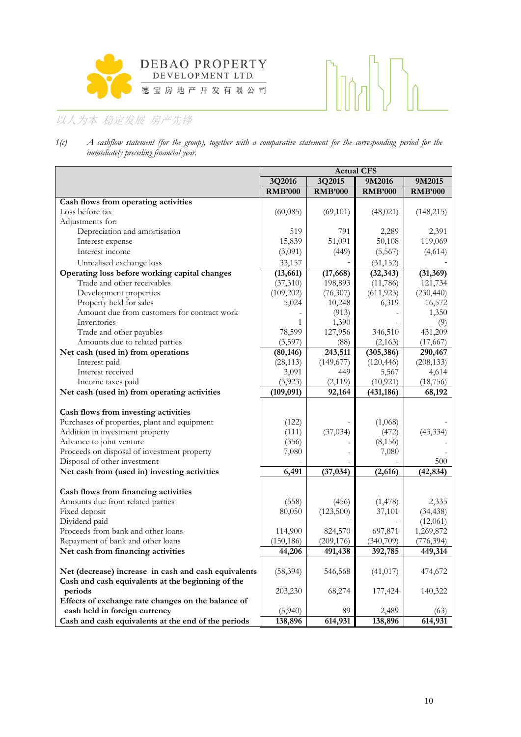1(c) *A cashflow statement (for the group), together with a comparative statement for the corresponding period for the immediately preceding financial year.*

| | Actual CFS | | | |
|---|---|---|---|---|
| | 3Q2016 | 3Q2015 | 9M2016 | 9M2015 |
| | RMB'000 | RMB'000 | RMB'000 | RMB'000 |
| **Cash flows from operating activities** | | | | |
| Loss before tax | (60,085) | (69,101) | (48,021) | (148,215) |
| Adjustments for: | | | | |
| Depreciation and amortisation | 519 | 791 | 2,289 | 2,391 |
| Interest expense | 15,839 | 51,091 | 50,108 | 119,069 |
| Interest income | (3,091) | (449) | (5,567) | (4,614) |
| Unrealised exchange loss | 33,157 | - | (31,152) | - |
| **Operating loss before working capital changes** | **(13,661)** | **(17,668)** | **(32,343)** | **(31,369)** |
| Trade and other receivables | (37,310) | 198,893 | (11,786) | 121,734 |
| Development properties | (109,202) | (76,307) | (611,923) | (230,440) |
| Property held for sales | 5,024 | 10,248 | 6,319 | 16,572 |
| Amount due from customers for contract work | - | (913) | - | 1,350 |
| Inventories | 1 | 1,390 | - | (9) |
| Trade and other payables | 78,599 | 127,956 | 346,510 | 431,209 |
| Amounts due to related parties | (3,597) | (88) | (2,163) | (17,667) |
| **Net cash (used in) from operations** | **(80,146)** | **243,511** | **(305,386)** | **290,467** |
| Interest paid | (28,113) | (149,677) | (120,446) | (208,133) |
| Interest received | 3,091 | 449 | 5,567 | 4,614 |
| Income taxes paid | (3,923) | (2,119) | (10,921) | (18,756) |
| **Net cash (used in) from operating activities** | **(109,091)** | **92,164** | **(431,186)** | **68,192** |
| | | | | |
| **Cash flows from investing activities** | | | | |
| Purchases of properties, plant and equipment | (122) | - | (1,068) | - |
| Addition in investment property | (111) | (37,034) | (472) | (43,334) |
| Advance to joint venture | (356) | - | (8,156) | - |
| Proceeds on disposal of investment property | 7,080 | - | 7,080 | - |
| Disposal of other investment | - | - | - | 500 |
| **Net cash from (used in) investing activities** | **6,491** | **(37,034)** | **(2,616)** | **(42,834)** |
| | | | | |
| **Cash flows from financing activities** | | | | |
| Amounts due from related parties | (558) | (456) | (1,478) | 2,335 |
| Fixed deposit | 80,050 | (123,500) | 37,101 | (34,438) |
| Dividend paid | - | - | - | (12,061) |
| Proceeds from bank and other loans | 114,900 | 824,570 | 697,871 | 1,269,872 |
| Repayment of bank and other loans | (150,186) | (209,176) | (340,709) | (776,394) |
| **Net cash from financing activities** | **44,206** | **491,438** | **392,785** | **449,314** |
| | | | | |
| **Net (decrease) increase in cash and cash equivalents** | (58,394) | 546,568 | (41,017) | 474,672 |
| **Cash and cash equivalents at the beginning of the periods** | 203,230 | 68,274 | 177,424 | 140,322 |
| **Effects of exchange rate changes on the balance of cash held in foreign currency** | (5,940) | 89 | 2,489 | (63) |
| **Cash and cash equivalents at the end of the periods** | **138,896** | **614,931** | **138,896** | **614,931** |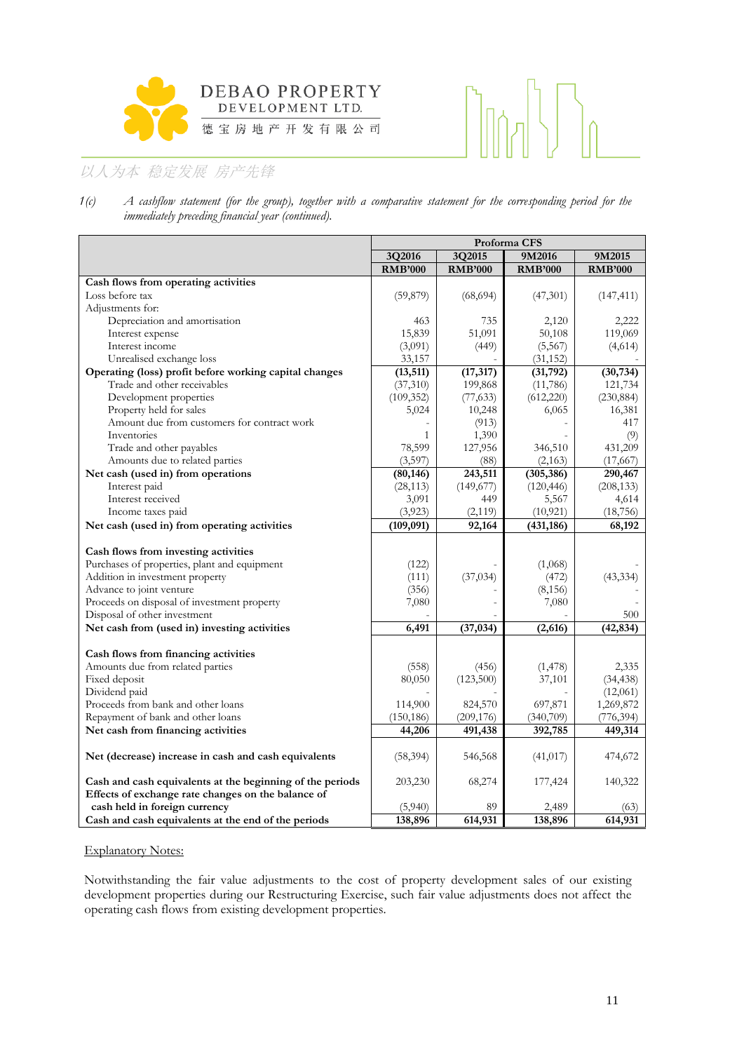1(c) *A cashflow statement (for the group), together with a comparative statement for the corresponding period for the immediately preceding financial year (continued).*

| | Proforma CFS | | | |
|---|---|---|---|---|
| | 3Q2016 | 3Q2015 | 9M2016 | 9M2015 |
| | RMB'000 | RMB'000 | RMB'000 | RMB'000 |
| **Cash flows from operating activities** | | | | |
| Loss before tax | (59,879) | (68,694) | (47,301) | (147,411) |
| Adjustments for: | | | | |
| Depreciation and amortisation | 463 | 735 | 2,120 | 2,222 |
| Interest expense | 15,839 | 51,091 | 50,108 | 119,069 |
| Interest income | (3,091) | (449) | (5,567) | (4,614) |
| Unrealised exchange loss | 33,157 | - | (31,152) | - |
| **Operating (loss) profit before working capital changes** | **(13,511)** | **(17,317)** | **(31,792)** | **(30,734)** |
| Trade and other receivables | (37,310) | 199,868 | (11,786) | 121,734 |
| Development properties | (109,352) | (77,633) | (612,220) | (230,884) |
| Property held for sales | 5,024 | 10,248 | 6,065 | 16,381 |
| Amount due from customers for contract work | - | (913) | - | 417 |
| Inventories | 1 | 1,390 | - | (9) |
| Trade and other payables | 78,599 | 127,956 | 346,510 | 431,209 |
| Amounts due to related parties | (3,597) | (88) | (2,163) | (17,667) |
| **Net cash (used in) from operations** | **(80,146)** | **243,511** | **(305,386)** | **290,467** |
| Interest paid | (28,113) | (149,677) | (120,446) | (208,133) |
| Interest received | 3,091 | 449 | 5,567 | 4,614 |
| Income taxes paid | (3,923) | (2,119) | (10,921) | (18,756) |
| **Net cash (used in) from operating activities** | **(109,091)** | **92,164** | **(431,186)** | **68,192** |
| | | | | |
| **Cash flows from investing activities** | | | | |
| Purchases of properties, plant and equipment | (122) | - | (1,068) | - |
| Addition in investment property | (111) | (37,034) | (472) | (43,334) |
| Advance to joint venture | (356) | - | (8,156) | - |
| Proceeds on disposal of investment property | 7,080 | - | 7,080 | - |
| Disposal of other investment | - | - | - | 500 |
| **Net cash from (used in) investing activities** | **6,491** | **(37,034)** | **(2,616)** | **(42,834)** |
| | | | | |
| **Cash flows from financing activities** | | | | |
| Amounts due from related parties | (558) | (456) | (1,478) | 2,335 |
| Fixed deposit | 80,050 | (123,500) | 37,101 | (34,438) |
| Dividend paid | - | - | - | (12,061) |
| Proceeds from bank and other loans | 114,900 | 824,570 | 697,871 | 1,269,872 |
| Repayment of bank and other loans | (150,186) | (209,176) | (340,709) | (776,394) |
| **Net cash from financing activities** | **44,206** | **491,438** | **392,785** | **449,314** |
| | | | | |
| **Net (decrease) increase in cash and cash equivalents** | (58,394) | 546,568 | (41,017) | 474,672 |
| | | | | |
| **Cash and cash equivalents at the beginning of the periods** | 203,230 | 68,274 | 177,424 | 140,322 |
| **Effects of exchange rate changes on the balance of cash held in foreign currency** | (5,940) | 89 | 2,489 | (63) |
| **Cash and cash equivalents at the end of the periods** | **138,896** | **614,931** | **138,896** | **614,931** |

Explanatory Notes:

Notwithstanding the fair value adjustments to the cost of property development sales of our existing development properties during our Restructuring Exercise, such fair value adjustments does not affect the operating cash flows from existing development properties.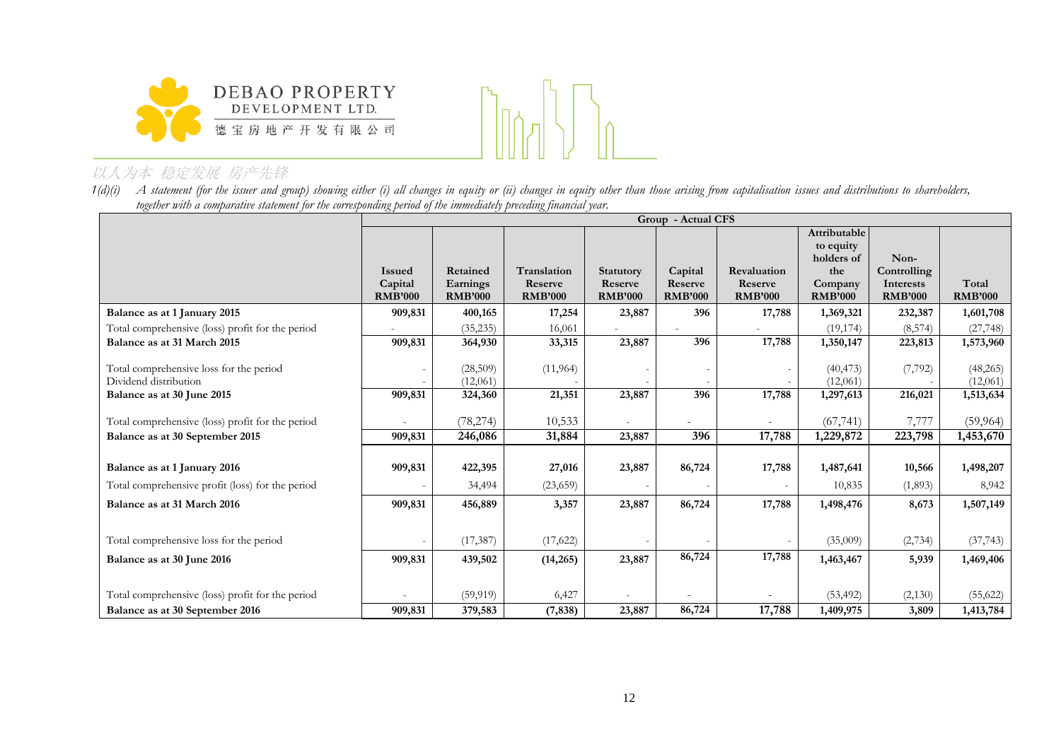1(d)(i) *A statement (for the issuer and group) showing either (i) all changes in equity or (ii) changes in equity other than those arising from capitalisation issues and distributions to shareholders, together with a comparative statement for the corresponding period of the immediately preceding financial year.*

| | Group - Actual CFS | | | | | | | | |
|---|---|---|---|---|---|---|---|---|---|
| | **Issued Capital RMB'000** | **Retained Earnings RMB'000** | **Translation Reserve RMB'000** | **Statutory Reserve RMB'000** | **Capital Reserve RMB'000** | **Revaluation Reserve RMB'000** | **Attributable to equity holders of the Company RMB'000** | **Non-Controlling Interests RMB'000** | **Total RMB'000** |
| **Balance as at 1 January 2015** | **909,831** | **400,165** | **17,254** | **23,887** | **396** | **17,788** | **1,369,321** | **232,387** | **1,601,708** |
| Total comprehensive (loss) profit for the period | - | (35,235) | 16,061 | - | - | - | (19,174) | (8,574) | (27,748) |
| **Balance as at 31 March 2015** | **909,831** | **364,930** | **33,315** | **23,887** | **396** | **17,788** | **1,350,147** | **223,813** | **1,573,960** |
| Total comprehensive loss for the period | - | (28,509) | (11,964) | - | - | - | (40,473) | (7,792) | (48,265) |
| Dividend distribution | - | (12,061) | - | - | - | - | (12,061) | - | (12,061) |
| **Balance as at 30 June 2015** | **909,831** | **324,360** | **21,351** | **23,887** | **396** | **17,788** | **1,297,613** | **216,021** | **1,513,634** |
| Total comprehensive (loss) profit for the period | - | (78,274) | 10,533 | - | - | - | (67,741) | 7,777 | (59,964) |
| **Balance as at 30 September 2015** | **909,831** | **246,086** | **31,884** | **23,887** | **396** | **17,788** | **1,229,872** | **223,798** | **1,453,670** |
| **Balance as at 1 January 2016** | **909,831** | **422,395** | **27,016** | **23,887** | **86,724** | **17,788** | **1,487,641** | **10,566** | **1,498,207** |
| Total comprehensive profit (loss) for the period | - | 34,494 | (23,659) | - | - | - | 10,835 | (1,893) | 8,942 |
| **Balance as at 31 March 2016** | **909,831** | **456,889** | **3,357** | **23,887** | **86,724** | **17,788** | **1,498,476** | **8,673** | **1,507,149** |
| Total comprehensive loss for the period | - | (17,387) | (17,622) | - | - | - | (35,009) | (2,734) | (37,743) |
| **Balance as at 30 June 2016** | **909,831** | **439,502** | **(14,265)** | **23,887** | **86,724** | **17,788** | **1,463,467** | **5,939** | **1,469,406** |
| Total comprehensive (loss) profit for the period | - | (59,919) | 6,427 | - | - | - | (53,492) | (2,130) | (55,622) |
| **Balance as at 30 September 2016** | **909,831** | **379,583** | **(7,838)** | **23,887** | **86,724** | **17,788** | **1,409,975** | **3,809** | **1,413,784** |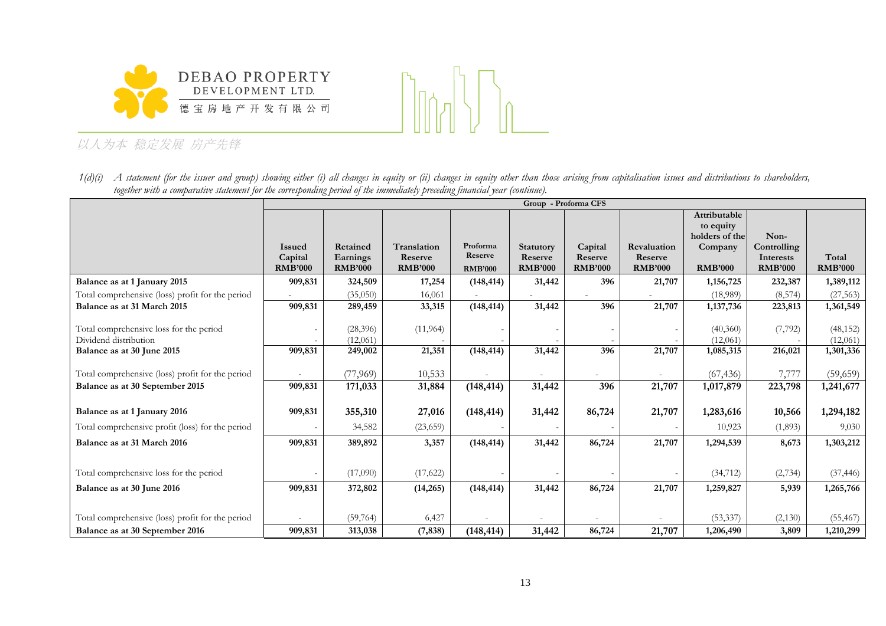1(d)(i) *A statement (for the issuer and group) showing either (i) all changes in equity or (ii) changes in equity other than those arising from capitalisation issues and distributions to shareholders, together with a comparative statement for the corresponding period of the immediately preceding financial year (continue).*

| | Group - Proforma CFS | | | | | | | | | |
|---|---|---|---|---|---|---|---|---|---|---|
| | **Issued Capital RMB'000** | **Retained Earnings RMB'000** | **Translation Reserve RMB'000** | **Proforma Reserve RMB'000** | **Statutory Reserve RMB'000** | **Capital Reserve RMB'000** | **Revaluation Reserve RMB'000** | **Attributable to equity holders of the Company RMB'000** | **Non-Controlling Interests RMB'000** | **Total RMB'000** |
| **Balance as at 1 January 2015** | **909,831** | **324,509** | **17,254** | **(148,414)** | **31,442** | **396** | **21,707** | **1,156,725** | **232,387** | **1,389,112** |
| Total comprehensive (loss) profit for the period | - | (35,050) | 16,061 | - | - | - | - | (18,989) | (8,574) | (27,563) |
| **Balance as at 31 March 2015** | **909,831** | **289,459** | **33,315** | **(148,414)** | **31,442** | **396** | **21,707** | **1,137,736** | **223,813** | **1,361,549** |
| Total comprehensive loss for the period | - | (28,396) | (11,964) | - | - | - | - | (40,360) | (7,792) | (48,152) |
| Dividend distribution | - | (12,061) | - | - | - | - | - | (12,061) | - | (12,061) |
| **Balance as at 30 June 2015** | **909,831** | **249,002** | **21,351** | **(148,414)** | **31,442** | **396** | **21,707** | **1,085,315** | **216,021** | **1,301,336** |
| Total comprehensive (loss) profit for the period | - | (77,969) | 10,533 | - | - | - | - | (67,436) | 7,777 | (59,659) |
| **Balance as at 30 September 2015** | **909,831** | **171,033** | **31,884** | **(148,414)** | **31,442** | **396** | **21,707** | **1,017,879** | **223,798** | **1,241,677** |
| **Balance as at 1 January 2016** | **909,831** | **355,310** | **27,016** | **(148,414)** | **31,442** | **86,724** | **21,707** | **1,283,616** | **10,566** | **1,294,182** |
| Total comprehensive profit (loss) for the period | - | 34,582 | (23,659) | - | - | - | - | 10,923 | (1,893) | 9,030 |
| **Balance as at 31 March 2016** | **909,831** | **389,892** | **3,357** | **(148,414)** | **31,442** | **86,724** | **21,707** | **1,294,539** | **8,673** | **1,303,212** |
| Total comprehensive loss for the period | - | (17,090) | (17,622) | - | - | - | - | (34,712) | (2,734) | (37,446) |
| **Balance as at 30 June 2016** | **909,831** | **372,802** | **(14,265)** | **(148,414)** | **31,442** | **86,724** | **21,707** | **1,259,827** | **5,939** | **1,265,766** |
| Total comprehensive (loss) profit for the period | - | (59,764) | 6,427 | - | - | - | - | (53,337) | (2,130) | (55,467) |
| **Balance as at 30 September 2016** | **909,831** | **313,038** | **(7,838)** | **(148,414)** | **31,442** | **86,724** | **21,707** | **1,206,490** | **3,809** | **1,210,299** |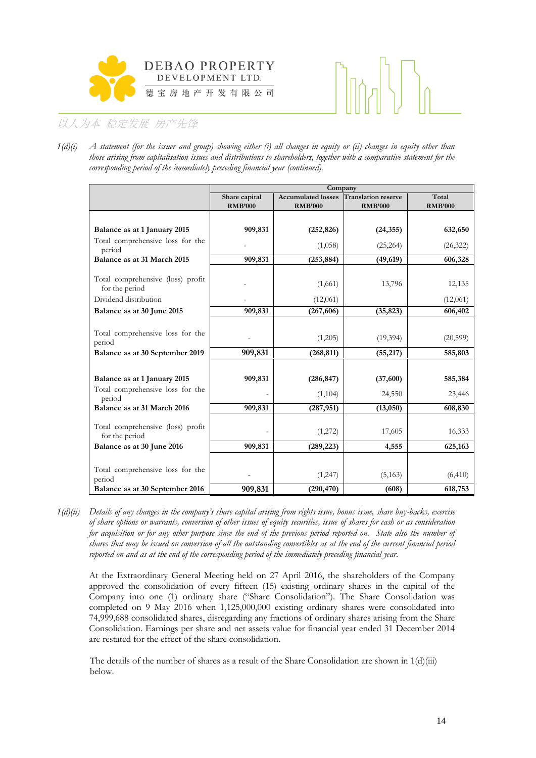1(d)(i) *A statement (for the issuer and group) showing either (i) all changes in equity or (ii) changes in equity other than those arising from capitalisation issues and distributions to shareholders, together with a comparative statement for the corresponding period of the immediately preceding financial year (continued).*

| | Company | | | |
|---|---|---|---|---|
| | Share capital RMB'000 | Accumulated losses RMB'000 | Translation reserve RMB'000 | Total RMB'000 |
| **Balance as at 1 January 2015** | **909,831** | **(252,826)** | **(24,355)** | **632,650** |
| Total comprehensive loss for the period | - | (1,058) | (25,264) | (26,322) |
| **Balance as at 31 March 2015** | **909,831** | **(253,884)** | **(49,619)** | **606,328** |
| Total comprehensive (loss) profit for the period | - | (1,661) | 13,796 | 12,135 |
| Dividend distribution | - | (12,061) | | (12,061) |
| **Balance as at 30 June 2015** | **909,831** | **(267,606)** | **(35,823)** | **606,402** |
| Total comprehensive loss for the period | - | (1,205) | (19,394) | (20,599) |
| **Balance as at 30 September 2019** | **909,831** | **(268,811)** | **(55,217)** | **585,803** |
| **Balance as at 1 January 2015** | **909,831** | **(286,847)** | **(37,600)** | **585,384** |
| Total comprehensive loss for the period | - | (1,104) | 24,550 | 23,446 |
| **Balance as at 31 March 2016** | **909,831** | **(287,951)** | **(13,050)** | **608,830** |
| Total comprehensive (loss) profit for the period | - | (1,272) | 17,605 | 16,333 |
| **Balance as at 30 June 2016** | **909,831** | **(289,223)** | **4,555** | **625,163** |
| Total comprehensive loss for the period | - | (1,247) | (5,163) | (6,410) |
| **Balance as at 30 September 2016** | **909,831** | **(290,470)** | **(608)** | **618,753** |

1(d)(ii) *Details of any changes in the company's share capital arising from rights issue, bonus issue, share buy-backs, exercise of share options or warrants, conversion of other issues of equity securities, issue of shares for cash or as consideration for acquisition or for any other purpose since the end of the previous period reported on. State also the number of shares that may be issued on conversion of all the outstanding convertibles as at the end of the current financial period reported on and as at the end of the corresponding period of the immediately preceding financial year.*

At the Extraordinary General Meeting held on 27 April 2016, the shareholders of the Company approved the consolidation of every fifteen (15) existing ordinary shares in the capital of the Company into one (1) ordinary share ("Share Consolidation"). The Share Consolidation was completed on 9 May 2016 when 1,125,000,000 existing ordinary shares were consolidated into 74,999,688 consolidated shares, disregarding any fractions of ordinary shares arising from the Share Consolidation. Earnings per share and net assets value for financial year ended 31 December 2014 are restated for the effect of the share consolidation.

The details of the number of shares as a result of the Share Consolidation are shown in 1(d)(iii) below.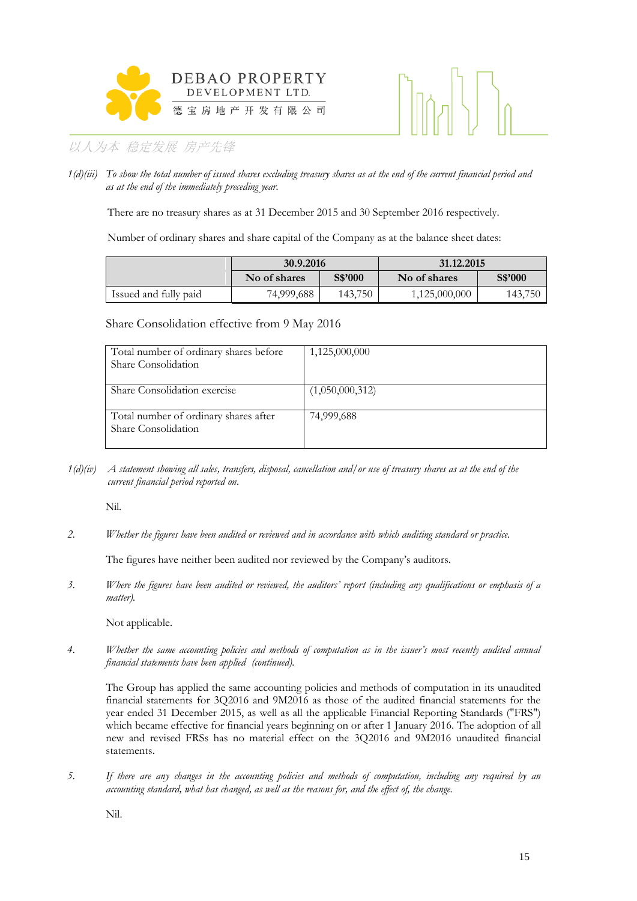*1(d)(iii) To show the total number of issued shares excluding treasury shares as at the end of the current financial period and as at the end of the immediately preceding year.*

There are no treasury shares as at 31 December 2015 and 30 September 2016 respectively.

Number of ordinary shares and share capital of the Company as at the balance sheet dates:

| | 30.9.2016 | | 31.12.2015 | |
|---|---|---|---|---|
| | No of shares | S$'000 | No of shares | S$'000 |
| Issued and fully paid | 74,999,688 | 143,750 | 1,125,000,000 | 143,750 |

Share Consolidation effective from 9 May 2016

| | |
|---|---|
| Total number of ordinary shares before Share Consolidation | 1,125,000,000 |
| Share Consolidation exercise | (1,050,000,312) |
| Total number of ordinary shares after Share Consolidation | 74,999,688 |

*1(d)(iv) A statement showing all sales, transfers, disposal, cancellation and/or use of treasury shares as at the end of the current financial period reported on.*

Nil.

*2. Whether the figures have been audited or reviewed and in accordance with which auditing standard or practice.*

The figures have neither been audited nor reviewed by the Company's auditors.

*3. Where the figures have been audited or reviewed, the auditors' report (including any qualifications or emphasis of a matter).*

Not applicable.

*4. Whether the same accounting policies and methods of computation as in the issuer's most recently audited annual financial statements have been applied (continued).*

The Group has applied the same accounting policies and methods of computation in its unaudited financial statements for 3Q2016 and 9M2016 as those of the audited financial statements for the year ended 31 December 2015, as well as all the applicable Financial Reporting Standards ("FRS") which became effective for financial years beginning on or after 1 January 2016. The adoption of all new and revised FRSs has no material effect on the 3Q2016 and 9M2016 unaudited financial statements.

*5. If there are any changes in the accounting policies and methods of computation, including any required by an accounting standard, what has changed, as well as the reasons for, and the effect of, the change.*

Nil.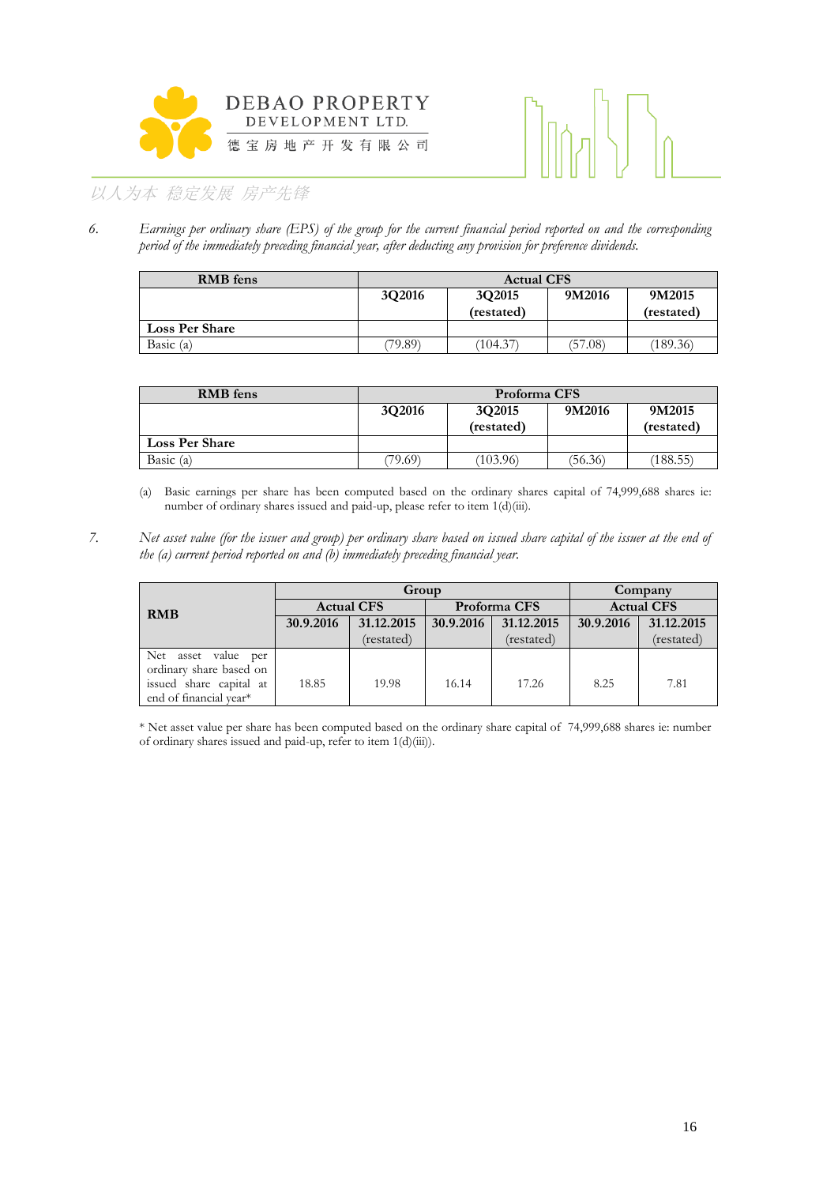6. *Earnings per ordinary share (EPS) of the group for the current financial period reported on and the corresponding period of the immediately preceding financial year, after deducting any provision for preference dividends.*

| RMB fens | Actual CFS | | | |
|---|---|---|---|---|
| | 3Q2016 | 3Q2015 (restated) | 9M2016 | 9M2015 (restated) |
| **Loss Per Share** | | | | |
| Basic (a) | (79.89) | (104.37) | (57.08) | (189.36) |

| RMB fens | Proforma CFS | | | |
|---|---|---|---|---|
| | 3Q2016 | 3Q2015 (restated) | 9M2016 | 9M2015 (restated) |
| **Loss Per Share** | | | | |
| Basic (a) | (79.69) | (103.96) | (56.36) | (188.55) |

(a) Basic earnings per share has been computed based on the ordinary shares capital of 74,999,688 shares ie: number of ordinary shares issued and paid-up, please refer to item 1(d)(iii).

7. *Net asset value (for the issuer and group) per ordinary share based on issued share capital of the issuer at the end of the (a) current period reported on and (b) immediately preceding financial year.*

| RMB | Group | | | | Company | |
|---|---|---|---|---|---|---|
| | Actual CFS | | Proforma CFS | | Actual CFS | |
| | 30.9.2016 | 31.12.2015 (restated) | 30.9.2016 | 31.12.2015 (restated) | 30.9.2016 | 31.12.2015 (restated) |
| Net asset value per ordinary share based on issued share capital at end of financial year* | 18.85 | 19.98 | 16.14 | 17.26 | 8.25 | 7.81 |

* Net asset value per share has been computed based on the ordinary share capital of 74,999,688 shares ie: number of ordinary shares issued and paid-up, refer to item 1(d)(iii)).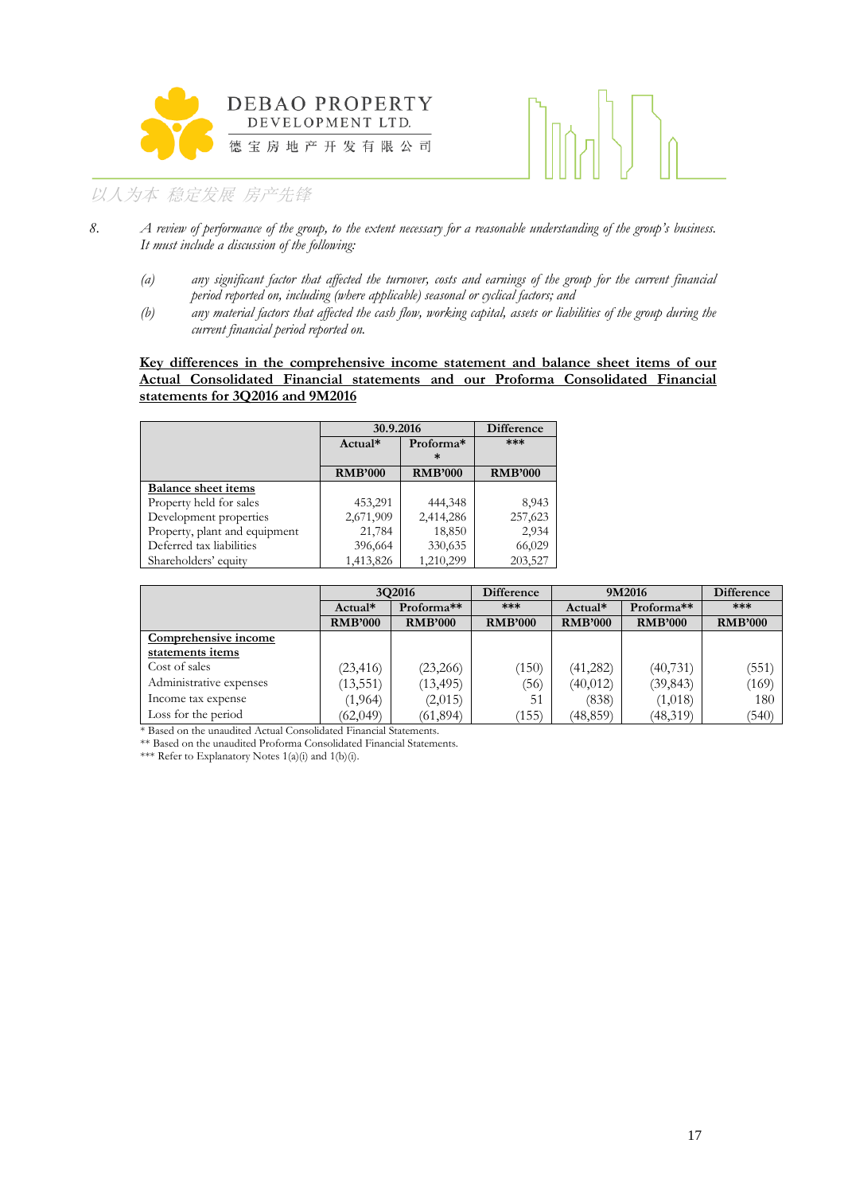8. *A review of performance of the group, to the extent necessary for a reasonable understanding of the group's business. It must include a discussion of the following:*

   (a) *any significant factor that affected the turnover, costs and earnings of the group for the current financial period reported on, including (where applicable) seasonal or cyclical factors; and*

   (b) *any material factors that affected the cash flow, working capital, assets or liabilities of the group during the current financial period reported on.*

**Key differences in the comprehensive income statement and balance sheet items of our Actual Consolidated Financial statements and our Proforma Consolidated Financial statements for 3Q2016 and 9M2016**

| | 30.9.2016 | | Difference |
|---|---|---|---|
| | Actual* | Proforma** | *** |
| | RMB'000 | RMB'000 | RMB'000 |
| **Balance sheet items** | | | |
| Property held for sales | 453,291 | 444,348 | 8,943 |
| Development properties | 2,671,909 | 2,414,286 | 257,623 |
| Property, plant and equipment | 21,784 | 18,850 | 2,934 |
| Deferred tax liabilities | 396,664 | 330,635 | 66,029 |
| Shareholders' equity | 1,413,826 | 1,210,299 | 203,527 |

| | 3Q2016 | | Difference | 9M2016 | | Difference |
|---|---|---|---|---|---|---|
| | Actual* | Proforma** | *** | Actual* | Proforma** | *** |
| | RMB'000 | RMB'000 | RMB'000 | RMB'000 | RMB'000 | RMB'000 |
| **Comprehensive income statements items** | | | | | | |
| Cost of sales | (23,416) | (23,266) | (150) | (41,282) | (40,731) | (551) |
| Administrative expenses | (13,551) | (13,495) | (56) | (40,012) | (39,843) | (169) |
| Income tax expense | (1,964) | (2,015) | 51 | (838) | (1,018) | 180 |
| Loss for the period | (62,049) | (61,894) | (155) | (48,859) | (48,319) | (540) |

\* Based on the unaudited Actual Consolidated Financial Statements.

\*\* Based on the unaudited Proforma Consolidated Financial Statements.

\*\*\* Refer to Explanatory Notes 1(a)(i) and 1(b)(i).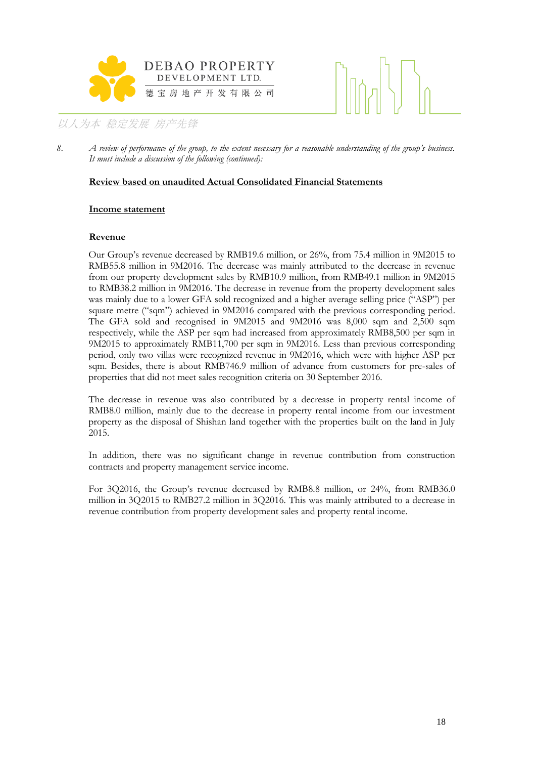8. *A review of performance of the group, to the extent necessary for a reasonable understanding of the group's business. It must include a discussion of the following (continued):*

**Review based on unaudited Actual Consolidated Financial Statements**

**Income statement**

**Revenue**

Our Group's revenue decreased by RMB19.6 million, or 26%, from 75.4 million in 9M2015 to RMB55.8 million in 9M2016. The decrease was mainly attributed to the decrease in revenue from our property development sales by RMB10.9 million, from RMB49.1 million in 9M2015 to RMB38.2 million in 9M2016. The decrease in revenue from the property development sales was mainly due to a lower GFA sold recognized and a higher average selling price ("ASP") per square metre ("sqm") achieved in 9M2016 compared with the previous corresponding period. The GFA sold and recognised in 9M2015 and 9M2016 was 8,000 sqm and 2,500 sqm respectively, while the ASP per sqm had increased from approximately RMB8,500 per sqm in 9M2015 to approximately RMB11,700 per sqm in 9M2016. Less than previous corresponding period, only two villas were recognized revenue in 9M2016, which were with higher ASP per sqm. Besides, there is about RMB746.9 million of advance from customers for pre-sales of properties that did not meet sales recognition criteria on 30 September 2016.

The decrease in revenue was also contributed by a decrease in property rental income of RMB8.0 million, mainly due to the decrease in property rental income from our investment property as the disposal of Shishan land together with the properties built on the land in July 2015.

In addition, there was no significant change in revenue contribution from construction contracts and property management service income.

For 3Q2016, the Group's revenue decreased by RMB8.8 million, or 24%, from RMB36.0 million in 3Q2015 to RMB27.2 million in 3Q2016. This was mainly attributed to a decrease in revenue contribution from property development sales and property rental income.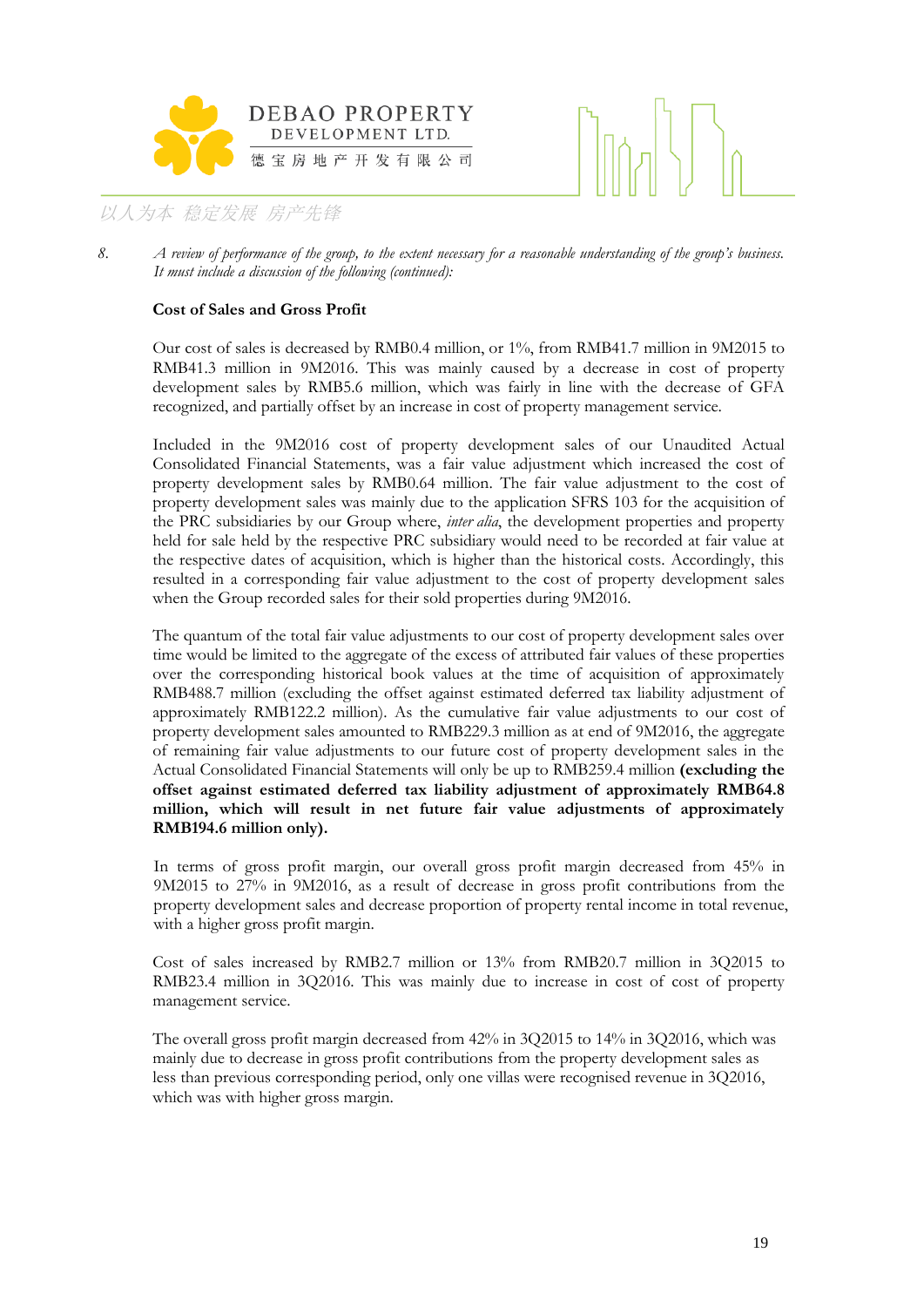8. *A review of performance of the group, to the extent necessary for a reasonable understanding of the group's business. It must include a discussion of the following (continued):*

**Cost of Sales and Gross Profit**

Our cost of sales is decreased by RMB0.4 million, or 1%, from RMB41.7 million in 9M2015 to RMB41.3 million in 9M2016. This was mainly caused by a decrease in cost of property development sales by RMB5.6 million, which was fairly in line with the decrease of GFA recognized, and partially offset by an increase in cost of property management service.

Included in the 9M2016 cost of property development sales of our Unaudited Actual Consolidated Financial Statements, was a fair value adjustment which increased the cost of property development sales by RMB0.64 million. The fair value adjustment to the cost of property development sales was mainly due to the application SFRS 103 for the acquisition of the PRC subsidiaries by our Group where, *inter alia*, the development properties and property held for sale held by the respective PRC subsidiary would need to be recorded at fair value at the respective dates of acquisition, which is higher than the historical costs. Accordingly, this resulted in a corresponding fair value adjustment to the cost of property development sales when the Group recorded sales for their sold properties during 9M2016.

The quantum of the total fair value adjustments to our cost of property development sales over time would be limited to the aggregate of the excess of attributed fair values of these properties over the corresponding historical book values at the time of acquisition of approximately RMB488.7 million (excluding the offset against estimated deferred tax liability adjustment of approximately RMB122.2 million). As the cumulative fair value adjustments to our cost of property development sales amounted to RMB229.3 million as at end of 9M2016, the aggregate of remaining fair value adjustments to our future cost of property development sales in the Actual Consolidated Financial Statements will only be up to RMB259.4 million **(excluding the offset against estimated deferred tax liability adjustment of approximately RMB64.8 million, which will result in net future fair value adjustments of approximately RMB194.6 million only).**

In terms of gross profit margin, our overall gross profit margin decreased from 45% in 9M2015 to 27% in 9M2016, as a result of decrease in gross profit contributions from the property development sales and decrease proportion of property rental income in total revenue, with a higher gross profit margin.

Cost of sales increased by RMB2.7 million or 13% from RMB20.7 million in 3Q2015 to RMB23.4 million in 3Q2016. This was mainly due to increase in cost of cost of property management service.

The overall gross profit margin decreased from 42% in 3Q2015 to 14% in 3Q2016, which was mainly due to decrease in gross profit contributions from the property development sales as less than previous corresponding period, only one villas were recognised revenue in 3Q2016, which was with higher gross margin.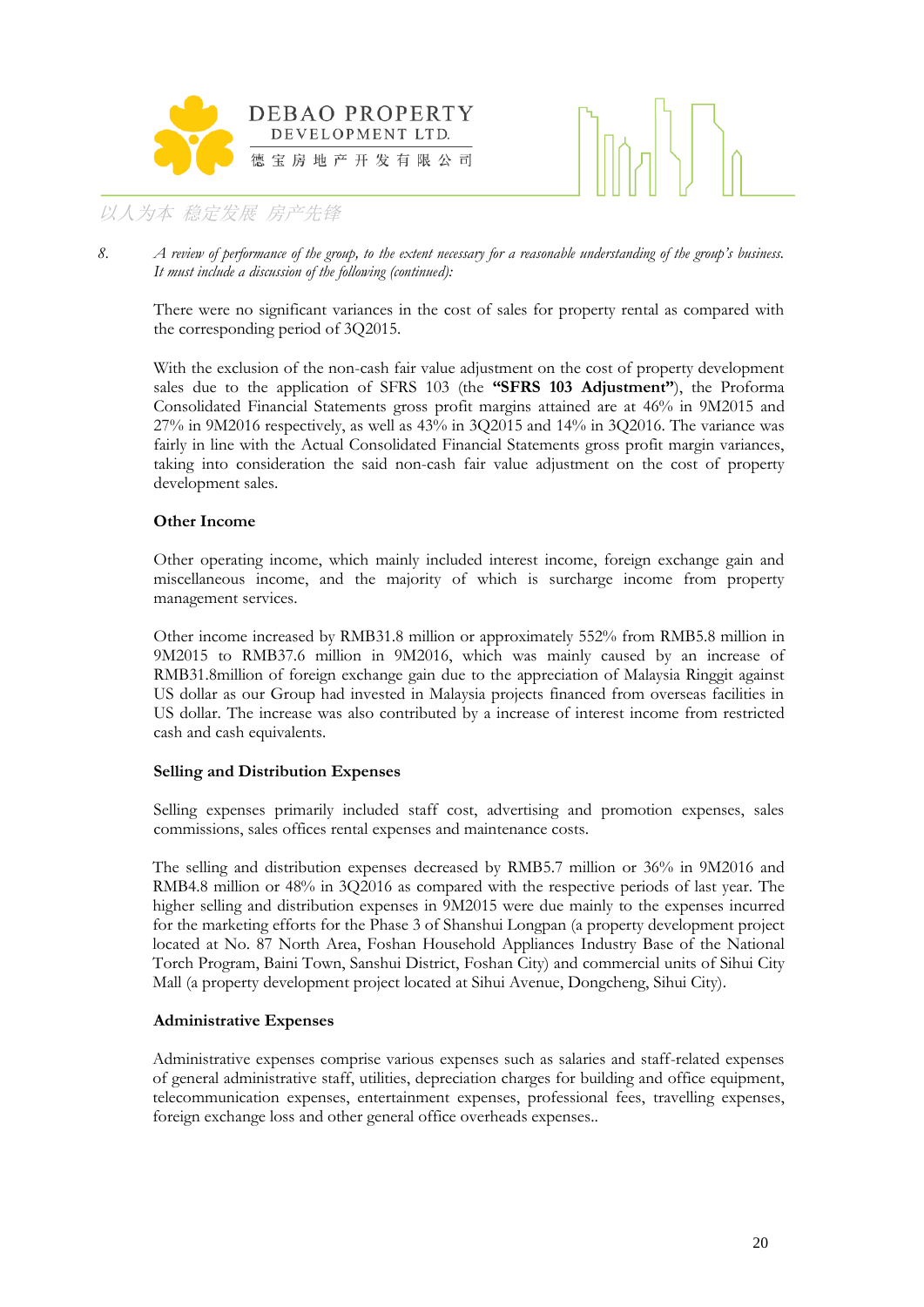8. *A review of performance of the group, to the extent necessary for a reasonable understanding of the group's business. It must include a discussion of the following (continued):*

There were no significant variances in the cost of sales for property rental as compared with the corresponding period of 3Q2015.

With the exclusion of the non-cash fair value adjustment on the cost of property development sales due to the application of SFRS 103 (the **"SFRS 103 Adjustment"**), the Proforma Consolidated Financial Statements gross profit margins attained are at 46% in 9M2015 and 27% in 9M2016 respectively, as well as 43% in 3Q2015 and 14% in 3Q2016. The variance was fairly in line with the Actual Consolidated Financial Statements gross profit margin variances, taking into consideration the said non-cash fair value adjustment on the cost of property development sales.

**Other Income**

Other operating income, which mainly included interest income, foreign exchange gain and miscellaneous income, and the majority of which is surcharge income from property management services.

Other income increased by RMB31.8 million or approximately 552% from RMB5.8 million in 9M2015 to RMB37.6 million in 9M2016, which was mainly caused by an increase of RMB31.8million of foreign exchange gain due to the appreciation of Malaysia Ringgit against US dollar as our Group had invested in Malaysia projects financed from overseas facilities in US dollar. The increase was also contributed by a increase of interest income from restricted cash and cash equivalents.

**Selling and Distribution Expenses**

Selling expenses primarily included staff cost, advertising and promotion expenses, sales commissions, sales offices rental expenses and maintenance costs.

The selling and distribution expenses decreased by RMB5.7 million or 36% in 9M2016 and RMB4.8 million or 48% in 3Q2016 as compared with the respective periods of last year. The higher selling and distribution expenses in 9M2015 were due mainly to the expenses incurred for the marketing efforts for the Phase 3 of Shanshui Longpan (a property development project located at No. 87 North Area, Foshan Household Appliances Industry Base of the National Torch Program, Baini Town, Sanshui District, Foshan City) and commercial units of Sihui City Mall (a property development project located at Sihui Avenue, Dongcheng, Sihui City).

**Administrative Expenses**

Administrative expenses comprise various expenses such as salaries and staff-related expenses of general administrative staff, utilities, depreciation charges for building and office equipment, telecommunication expenses, entertainment expenses, professional fees, travelling expenses, foreign exchange loss and other general office overheads expenses..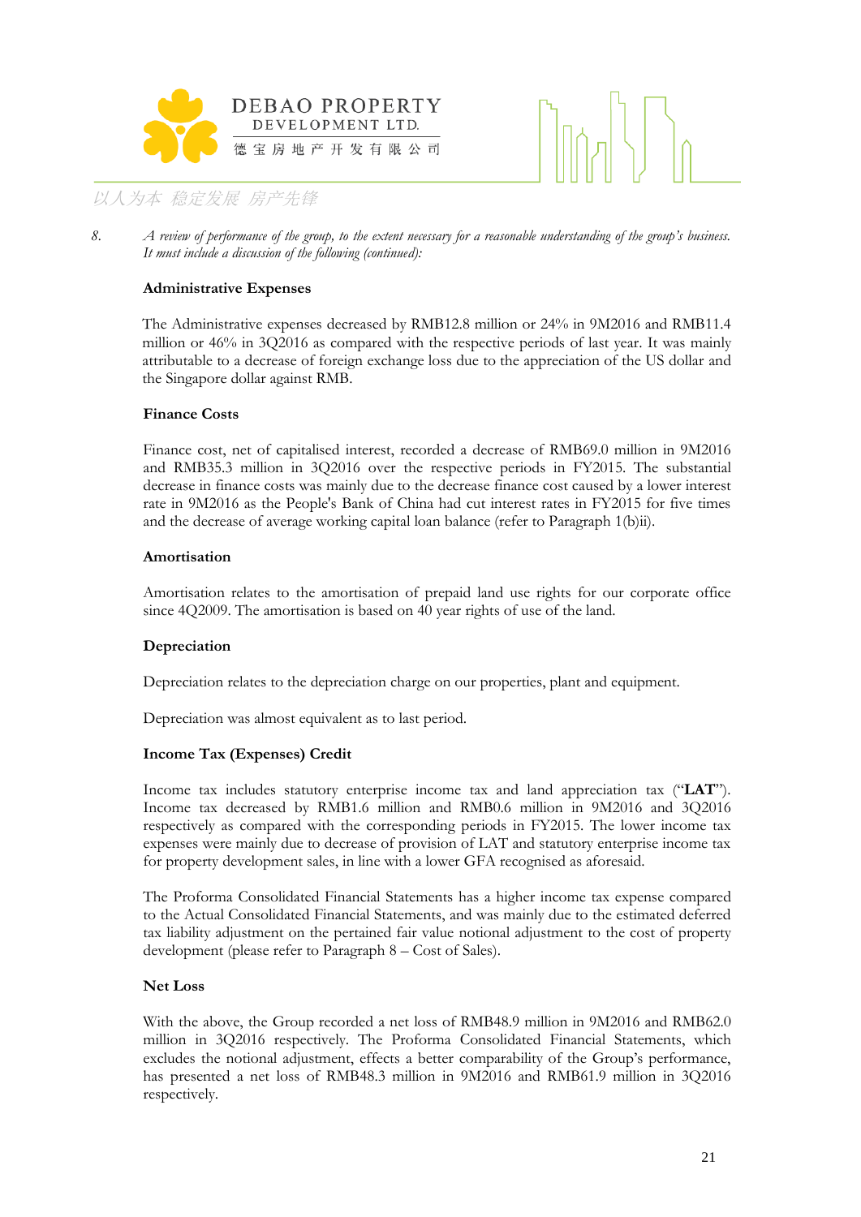8. *A review of performance of the group, to the extent necessary for a reasonable understanding of the group's business. It must include a discussion of the following (continued):*

**Administrative Expenses**

The Administrative expenses decreased by RMB12.8 million or 24% in 9M2016 and RMB11.4 million or 46% in 3Q2016 as compared with the respective periods of last year. It was mainly attributable to a decrease of foreign exchange loss due to the appreciation of the US dollar and the Singapore dollar against RMB.

**Finance Costs**

Finance cost, net of capitalised interest, recorded a decrease of RMB69.0 million in 9M2016 and RMB35.3 million in 3Q2016 over the respective periods in FY2015. The substantial decrease in finance costs was mainly due to the decrease finance cost caused by a lower interest rate in 9M2016 as the People's Bank of China had cut interest rates in FY2015 for five times and the decrease of average working capital loan balance (refer to Paragraph 1(b)ii).

**Amortisation**

Amortisation relates to the amortisation of prepaid land use rights for our corporate office since 4Q2009. The amortisation is based on 40 year rights of use of the land.

**Depreciation**

Depreciation relates to the depreciation charge on our properties, plant and equipment.

Depreciation was almost equivalent as to last period.

**Income Tax (Expenses) Credit**

Income tax includes statutory enterprise income tax and land appreciation tax ("**LAT**"). Income tax decreased by RMB1.6 million and RMB0.6 million in 9M2016 and 3Q2016 respectively as compared with the corresponding periods in FY2015. The lower income tax expenses were mainly due to decrease of provision of LAT and statutory enterprise income tax for property development sales, in line with a lower GFA recognised as aforesaid.

The Proforma Consolidated Financial Statements has a higher income tax expense compared to the Actual Consolidated Financial Statements, and was mainly due to the estimated deferred tax liability adjustment on the pertained fair value notional adjustment to the cost of property development (please refer to Paragraph 8 – Cost of Sales).

**Net Loss**

With the above, the Group recorded a net loss of RMB48.9 million in 9M2016 and RMB62.0 million in 3Q2016 respectively. The Proforma Consolidated Financial Statements, which excludes the notional adjustment, effects a better comparability of the Group's performance, has presented a net loss of RMB48.3 million in 9M2016 and RMB61.9 million in 3Q2016 respectively.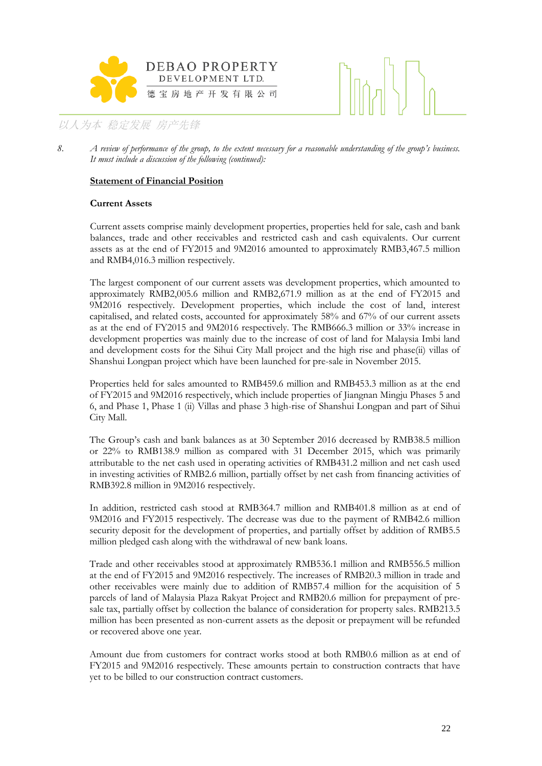8. *A review of performance of the group, to the extent necessary for a reasonable understanding of the group's business. It must include a discussion of the following (continued):*

**Statement of Financial Position**

**Current Assets**

Current assets comprise mainly development properties, properties held for sale, cash and bank balances, trade and other receivables and restricted cash and cash equivalents. Our current assets as at the end of FY2015 and 9M2016 amounted to approximately RMB3,467.5 million and RMB4,016.3 million respectively.

The largest component of our current assets was development properties, which amounted to approximately RMB2,005.6 million and RMB2,671.9 million as at the end of FY2015 and 9M2016 respectively. Development properties, which include the cost of land, interest capitalised, and related costs, accounted for approximately 58% and 67% of our current assets as at the end of FY2015 and 9M2016 respectively. The RMB666.3 million or 33% increase in development properties was mainly due to the increase of cost of land for Malaysia Imbi land and development costs for the Sihui City Mall project and the high rise and phase(ii) villas of Shanshui Longpan project which have been launched for pre-sale in November 2015.

Properties held for sales amounted to RMB459.6 million and RMB453.3 million as at the end of FY2015 and 9M2016 respectively, which include properties of Jiangnan Mingju Phases 5 and 6, and Phase 1, Phase 1 (ii) Villas and phase 3 high-rise of Shanshui Longpan and part of Sihui City Mall.

The Group's cash and bank balances as at 30 September 2016 decreased by RMB38.5 million or 22% to RMB138.9 million as compared with 31 December 2015, which was primarily attributable to the net cash used in operating activities of RMB431.2 million and net cash used in investing activities of RMB2.6 million, partially offset by net cash from financing activities of RMB392.8 million in 9M2016 respectively.

In addition, restricted cash stood at RMB364.7 million and RMB401.8 million as at end of 9M2016 and FY2015 respectively. The decrease was due to the payment of RMB42.6 million security deposit for the development of properties, and partially offset by addition of RMB5.5 million pledged cash along with the withdrawal of new bank loans.

Trade and other receivables stood at approximately RMB536.1 million and RMB556.5 million at the end of FY2015 and 9M2016 respectively. The increases of RMB20.3 million in trade and other receivables were mainly due to addition of RMB57.4 million for the acquisition of 5 parcels of land of Malaysia Plaza Rakyat Project and RMB20.6 million for prepayment of pre-sale tax, partially offset by collection the balance of consideration for property sales. RMB213.5 million has been presented as non-current assets as the deposit or prepayment will be refunded or recovered above one year.

Amount due from customers for contract works stood at both RMB0.6 million as at end of FY2015 and 9M2016 respectively. These amounts pertain to construction contracts that have yet to be billed to our construction contract customers.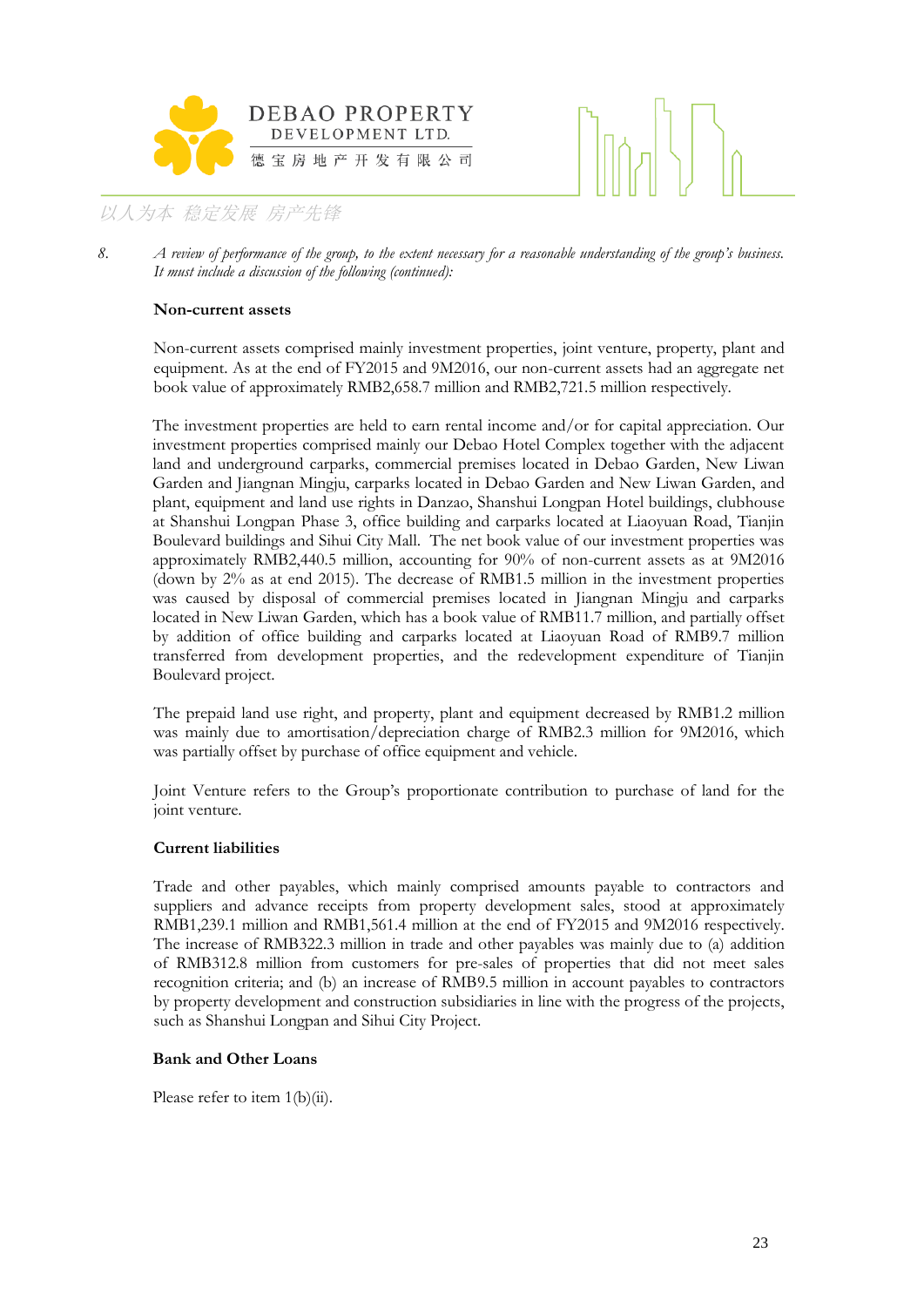8. *A review of performance of the group, to the extent necessary for a reasonable understanding of the group's business. It must include a discussion of the following (continued):*

**Non-current assets**

Non-current assets comprised mainly investment properties, joint venture, property, plant and equipment. As at the end of FY2015 and 9M2016, our non-current assets had an aggregate net book value of approximately RMB2,658.7 million and RMB2,721.5 million respectively.

The investment properties are held to earn rental income and/or for capital appreciation. Our investment properties comprised mainly our Debao Hotel Complex together with the adjacent land and underground carparks, commercial premises located in Debao Garden, New Liwan Garden and Jiangnan Mingju, carparks located in Debao Garden and New Liwan Garden, and plant, equipment and land use rights in Danzao, Shanshui Longpan Hotel buildings, clubhouse at Shanshui Longpan Phase 3, office building and carparks located at Liaoyuan Road, Tianjin Boulevard buildings and Sihui City Mall. The net book value of our investment properties was approximately RMB2,440.5 million, accounting for 90% of non-current assets as at 9M2016 (down by 2% as at end 2015). The decrease of RMB1.5 million in the investment properties was caused by disposal of commercial premises located in Jiangnan Mingju and carparks located in New Liwan Garden, which has a book value of RMB11.7 million, and partially offset by addition of office building and carparks located at Liaoyuan Road of RMB9.7 million transferred from development properties, and the redevelopment expenditure of Tianjin Boulevard project.

The prepaid land use right, and property, plant and equipment decreased by RMB1.2 million was mainly due to amortisation/depreciation charge of RMB2.3 million for 9M2016, which was partially offset by purchase of office equipment and vehicle.

Joint Venture refers to the Group's proportionate contribution to purchase of land for the joint venture.

**Current liabilities**

Trade and other payables, which mainly comprised amounts payable to contractors and suppliers and advance receipts from property development sales, stood at approximately RMB1,239.1 million and RMB1,561.4 million at the end of FY2015 and 9M2016 respectively. The increase of RMB322.3 million in trade and other payables was mainly due to (a) addition of RMB312.8 million from customers for pre-sales of properties that did not meet sales recognition criteria; and (b) an increase of RMB9.5 million in account payables to contractors by property development and construction subsidiaries in line with the progress of the projects, such as Shanshui Longpan and Sihui City Project.

**Bank and Other Loans**

Please refer to item 1(b)(ii).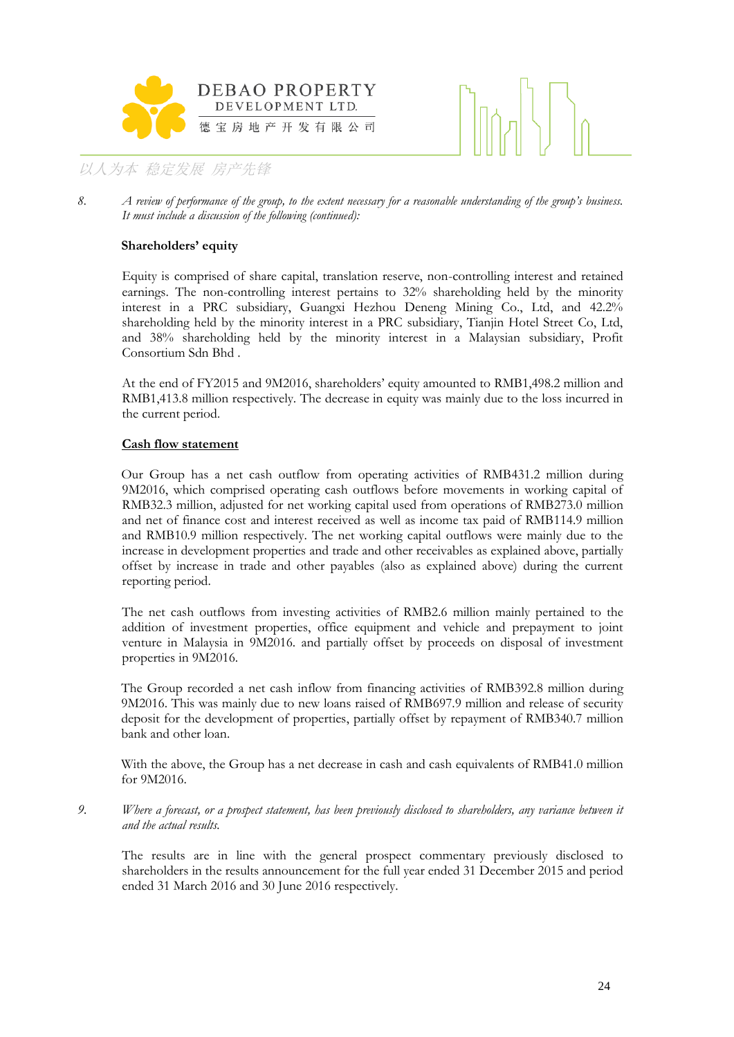8. *A review of performance of the group, to the extent necessary for a reasonable understanding of the group's business. It must include a discussion of the following (continued):*

**Shareholders' equity**

Equity is comprised of share capital, translation reserve, non-controlling interest and retained earnings. The non-controlling interest pertains to 32% shareholding held by the minority interest in a PRC subsidiary, Guangxi Hezhou Deneng Mining Co., Ltd, and 42.2% shareholding held by the minority interest in a PRC subsidiary, Tianjin Hotel Street Co, Ltd, and 38% shareholding held by the minority interest in a Malaysian subsidiary, Profit Consortium Sdn Bhd .

At the end of FY2015 and 9M2016, shareholders' equity amounted to RMB1,498.2 million and RMB1,413.8 million respectively. The decrease in equity was mainly due to the loss incurred in the current period.

**Cash flow statement**

Our Group has a net cash outflow from operating activities of RMB431.2 million during 9M2016, which comprised operating cash outflows before movements in working capital of RMB32.3 million, adjusted for net working capital used from operations of RMB273.0 million and net of finance cost and interest received as well as income tax paid of RMB114.9 million and RMB10.9 million respectively. The net working capital outflows were mainly due to the increase in development properties and trade and other receivables as explained above, partially offset by increase in trade and other payables (also as explained above) during the current reporting period.

The net cash outflows from investing activities of RMB2.6 million mainly pertained to the addition of investment properties, office equipment and vehicle and prepayment to joint venture in Malaysia in 9M2016. and partially offset by proceeds on disposal of investment properties in 9M2016.

The Group recorded a net cash inflow from financing activities of RMB392.8 million during 9M2016. This was mainly due to new loans raised of RMB697.9 million and release of security deposit for the development of properties, partially offset by repayment of RMB340.7 million bank and other loan.

With the above, the Group has a net decrease in cash and cash equivalents of RMB41.0 million for 9M2016.

9. *Where a forecast, or a prospect statement, has been previously disclosed to shareholders, any variance between it and the actual results.*

The results are in line with the general prospect commentary previously disclosed to shareholders in the results announcement for the full year ended 31 December 2015 and period ended 31 March 2016 and 30 June 2016 respectively.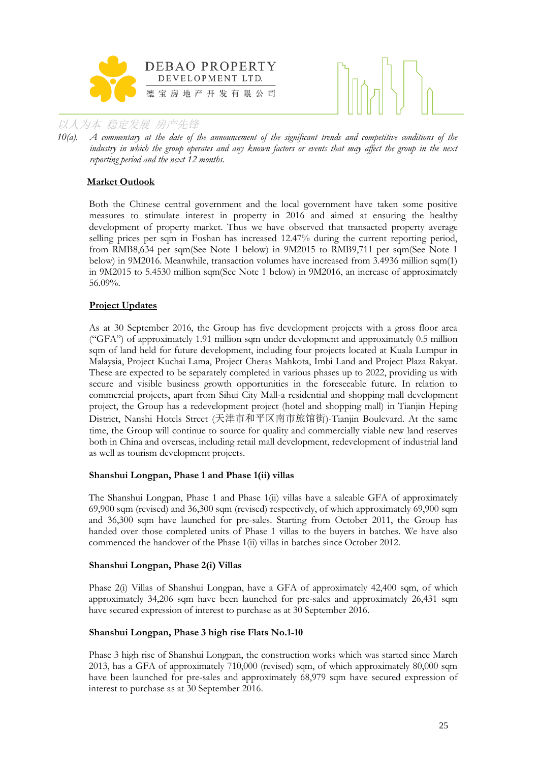10(a). *A commentary at the date of the announcement of the significant trends and competitive conditions of the industry in which the group operates and any known factors or events that may affect the group in the next reporting period and the next 12 months.*

**Market Outlook**

Both the Chinese central government and the local government have taken some positive measures to stimulate interest in property in 2016 and aimed at ensuring the healthy development of property market. Thus we have observed that transacted property average selling prices per sqm in Foshan has increased 12.47% during the current reporting period, from RMB8,634 per sqm(See Note 1 below) in 9M2015 to RMB9,711 per sqm(See Note 1 below) in 9M2016. Meanwhile, transaction volumes have increased from 3.4936 million sqm(1) in 9M2015 to 5.4530 million sqm(See Note 1 below) in 9M2016, an increase of approximately 56.09%.

**Project Updates**

As at 30 September 2016, the Group has five development projects with a gross floor area ("GFA") of approximately 1.91 million sqm under development and approximately 0.5 million sqm of land held for future development, including four projects located at Kuala Lumpur in Malaysia, Project Kuchai Lama, Project Cheras Mahkota, Imbi Land and Project Plaza Rakyat. These are expected to be separately completed in various phases up to 2022, providing us with secure and visible business growth opportunities in the foreseeable future. In relation to commercial projects, apart from Sihui City Mall-a residential and shopping mall development project, the Group has a redevelopment project (hotel and shopping mall) in Tianjin Heping District, Nanshi Hotels Street (天津市和平区南市旅馆街)-Tianjin Boulevard. At the same time, the Group will continue to source for quality and commercially viable new land reserves both in China and overseas, including retail mall development, redevelopment of industrial land as well as tourism development projects.

**Shanshui Longpan, Phase 1 and Phase 1(ii) villas**

The Shanshui Longpan, Phase 1 and Phase 1(ii) villas have a saleable GFA of approximately 69,900 sqm (revised) and 36,300 sqm (revised) respectively, of which approximately 69,900 sqm and 36,300 sqm have launched for pre-sales. Starting from October 2011, the Group has handed over those completed units of Phase 1 villas to the buyers in batches. We have also commenced the handover of the Phase 1(ii) villas in batches since October 2012.

**Shanshui Longpan, Phase 2(i) Villas**

Phase 2(i) Villas of Shanshui Longpan, have a GFA of approximately 42,400 sqm, of which approximately 34,206 sqm have been launched for pre-sales and approximately 26,431 sqm have secured expression of interest to purchase as at 30 September 2016.

**Shanshui Longpan, Phase 3 high rise Flats No.1-10**

Phase 3 high rise of Shanshui Longpan, the construction works which was started since March 2013, has a GFA of approximately 710,000 (revised) sqm, of which approximately 80,000 sqm have been launched for pre-sales and approximately 68,979 sqm have secured expression of interest to purchase as at 30 September 2016.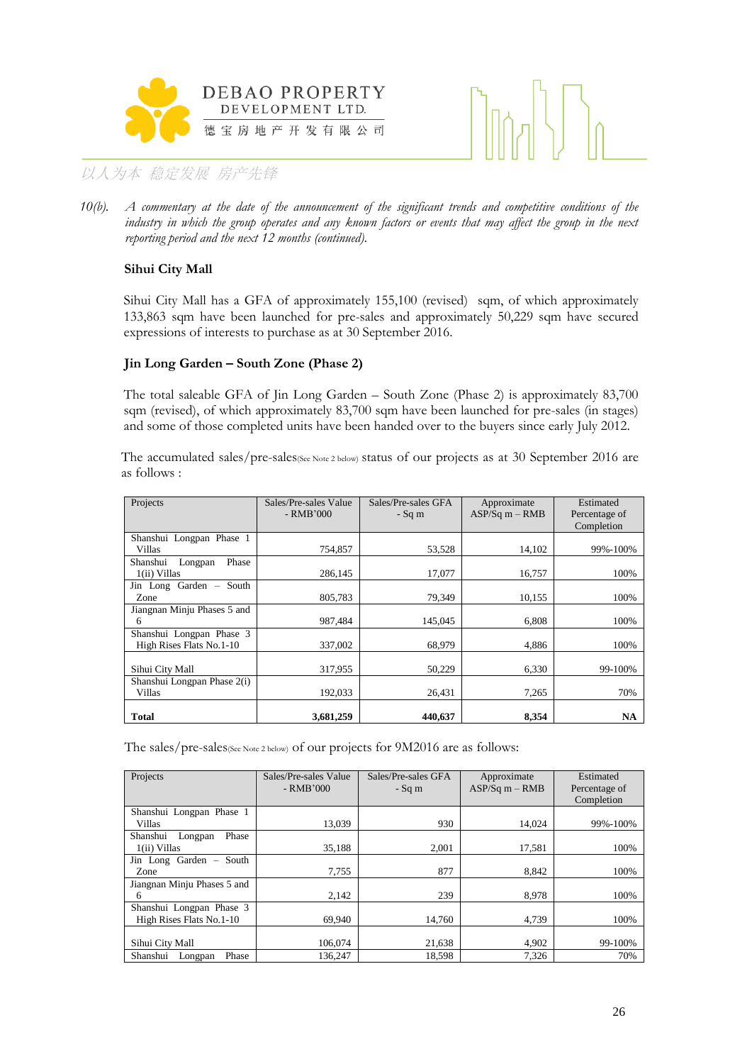10(b). *A commentary at the date of the announcement of the significant trends and competitive conditions of the industry in which the group operates and any known factors or events that may affect the group in the next reporting period and the next 12 months (continued).*

**Sihui City Mall**

Sihui City Mall has a GFA of approximately 155,100 (revised) sqm, of which approximately 133,863 sqm have been launched for pre-sales and approximately 50,229 sqm have secured expressions of interests to purchase as at 30 September 2016.

**Jin Long Garden – South Zone (Phase 2)**

The total saleable GFA of Jin Long Garden – South Zone (Phase 2) is approximately 83,700 sqm (revised), of which approximately 83,700 sqm have been launched for pre-sales (in stages) and some of those completed units have been handed over to the buyers since early July 2012.

The accumulated sales/pre-sales(See Note 2 below) status of our projects as at 30 September 2016 are as follows :

| Projects | Sales/Pre-sales Value - RMB'000 | Sales/Pre-sales GFA - Sq m | Approximate ASP/Sq m – RMB | Estimated Percentage of Completion |
|---|---|---|---|---|
| Shanshui Longpan Phase 1 Villas | 754,857 | 53,528 | 14,102 | 99%-100% |
| Shanshui Longpan Phase 1(ii) Villas | 286,145 | 17,077 | 16,757 | 100% |
| Jin Long Garden – South Zone | 805,783 | 79,349 | 10,155 | 100% |
| Jiangnan Minju Phases 5 and 6 | 987,484 | 145,045 | 6,808 | 100% |
| Shanshui Longpan Phase 3 High Rises Flats No.1-10 | 337,002 | 68,979 | 4,886 | 100% |
| Sihui City Mall | 317,955 | 50,229 | 6,330 | 99-100% |
| Shanshui Longpan Phase 2(i) Villas | 192,033 | 26,431 | 7,265 | 70% |
| **Total** | **3,681,259** | **440,637** | **8,354** | **NA** |

The sales/pre-sales(See Note 2 below) of our projects for 9M2016 are as follows:

| Projects | Sales/Pre-sales Value - RMB'000 | Sales/Pre-sales GFA - Sq m | Approximate ASP/Sq m – RMB | Estimated Percentage of Completion |
|---|---|---|---|---|
| Shanshui Longpan Phase 1 Villas | 13,039 | 930 | 14,024 | 99%-100% |
| Shanshui Longpan Phase 1(ii) Villas | 35,188 | 2,001 | 17,581 | 100% |
| Jin Long Garden – South Zone | 7,755 | 877 | 8,842 | 100% |
| Jiangnan Minju Phases 5 and 6 | 2,142 | 239 | 8,978 | 100% |
| Shanshui Longpan Phase 3 High Rises Flats No.1-10 | 69,940 | 14,760 | 4,739 | 100% |
| Sihui City Mall | 106,074 | 21,638 | 4,902 | 99-100% |
| Shanshui Longpan Phase | 136,247 | 18,598 | 7,326 | 70% |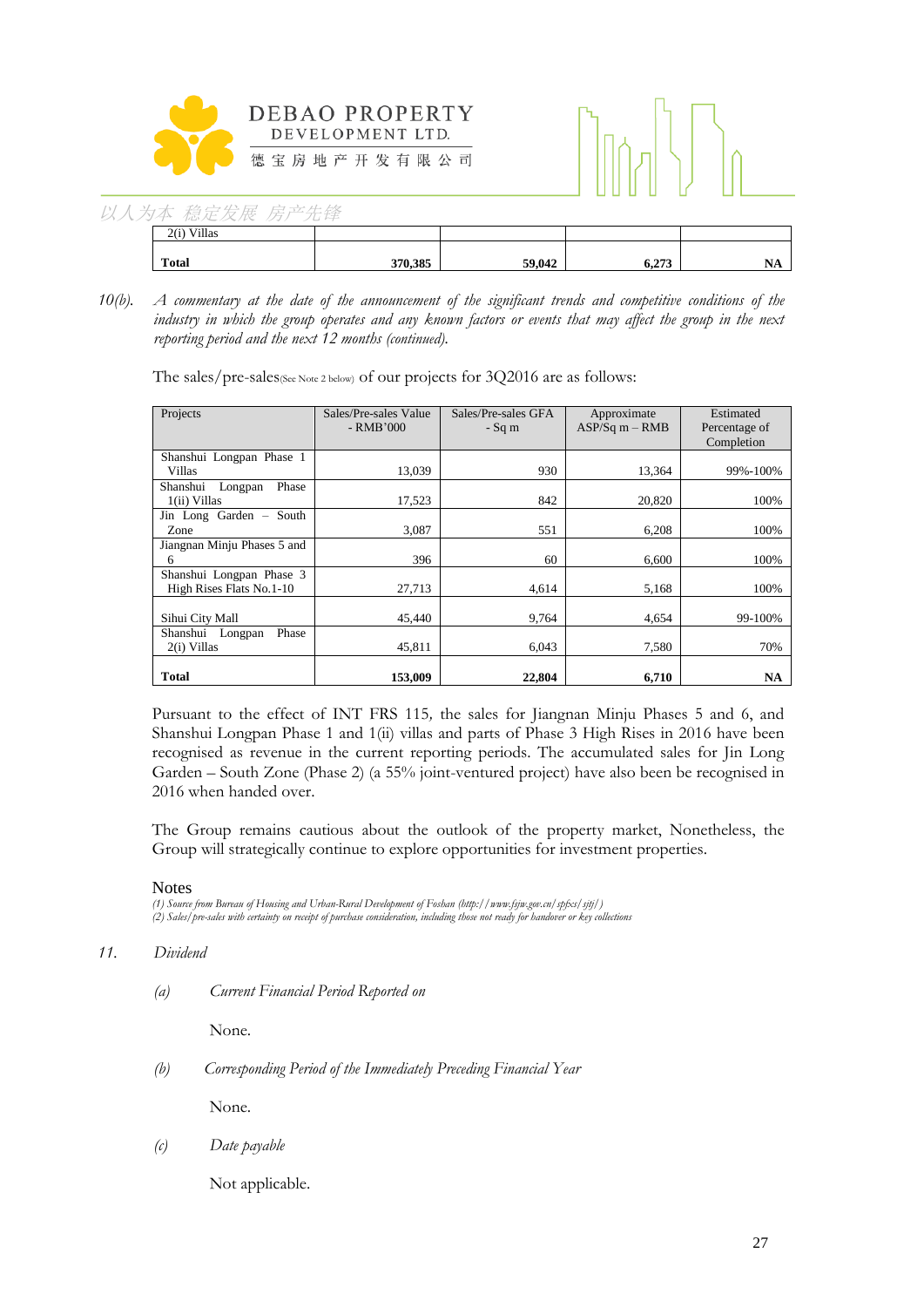| 2(i) Villas | | | | |
|---|---|---|---|---|
| **Total** | **370,385** | **59,042** | **6,273** | **NA** |

10(b). *A commentary at the date of the announcement of the significant trends and competitive conditions of the industry in which the group operates and any known factors or events that may affect the group in the next reporting period and the next 12 months (continued).*

The sales/pre-sales(See Note 2 below) of our projects for 3Q2016 are as follows:

| Projects | Sales/Pre-sales Value - RMB'000 | Sales/Pre-sales GFA - Sq m | Approximate ASP/Sq m – RMB | Estimated Percentage of Completion |
|---|---|---|---|---|
| Shanshui Longpan Phase 1 Villas | 13,039 | 930 | 13,364 | 99%-100% |
| Shanshui Longpan Phase 1(ii) Villas | 17,523 | 842 | 20,820 | 100% |
| Jin Long Garden – South Zone | 3,087 | 551 | 6,208 | 100% |
| Jiangnan Minju Phases 5 and 6 | 396 | 60 | 6,600 | 100% |
| Shanshui Longpan Phase 3 High Rises Flats No.1-10 | 27,713 | 4,614 | 5,168 | 100% |
| Sihui City Mall | 45,440 | 9,764 | 4,654 | 99-100% |
| Shanshui Longpan Phase 2(i) Villas | 45,811 | 6,043 | 7,580 | 70% |
| **Total** | **153,009** | **22,804** | **6,710** | **NA** |

Pursuant to the effect of INT FRS 115, the sales for Jiangnan Minju Phases 5 and 6, and Shanshui Longpan Phase 1 and 1(ii) villas and parts of Phase 3 High Rises in 2016 have been recognised as revenue in the current reporting periods. The accumulated sales for Jin Long Garden – South Zone (Phase 2) (a 55% joint-ventured project) have also been be recognised in 2016 when handed over.

The Group remains cautious about the outlook of the property market, Nonetheless, the Group will strategically continue to explore opportunities for investment properties.

Notes

*(1) Source from Bureau of Housing and Urban-Rural Development of Foshan (http://www.fsjw.gov.cn/spfxs/sjtj/)*
*(2) Sales/pre-sales with certainty on receipt of purchase consideration, including those not ready for handover or key collections*

## 11. *Dividend*

*(a) Current Financial Period Reported on*

None.

*(b) Corresponding Period of the Immediately Preceding Financial Year*

None.

*(c) Date payable*

Not applicable.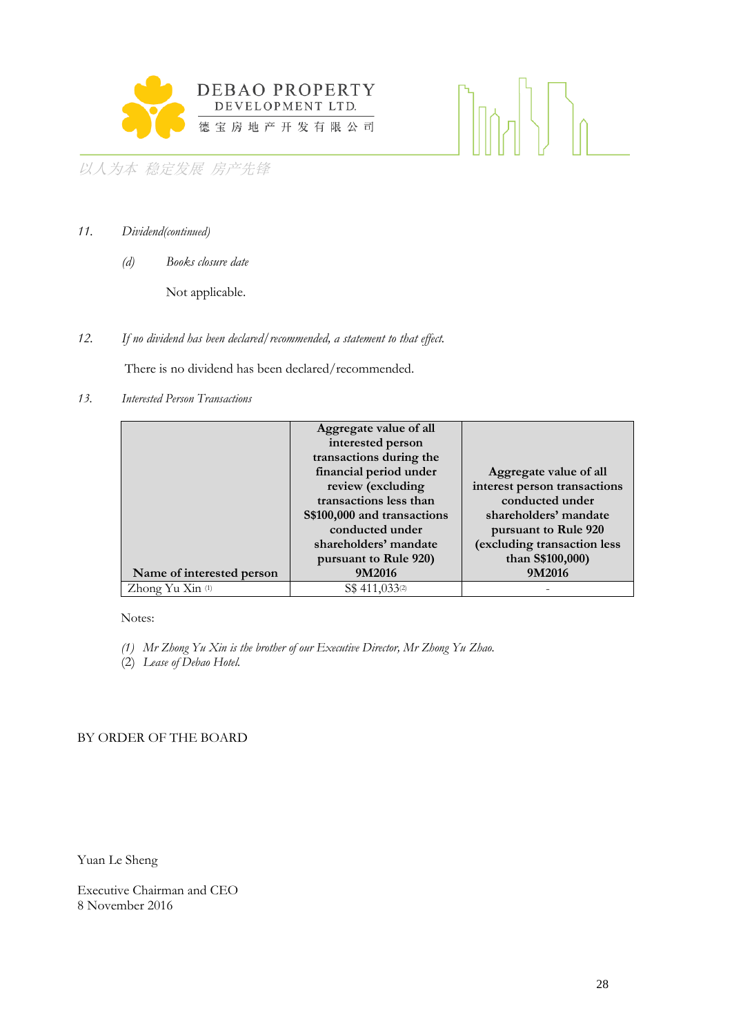*11. Dividend(continued)*

*(d) Books closure date*

Not applicable.

*12. If no dividend has been declared/recommended, a statement to that effect.*

There is no dividend has been declared/recommended.

*13. Interested Person Transactions*

| Name of interested person | Aggregate value of all interested person transactions during the financial period under review (excluding transactions less than S$100,000 and transactions conducted under shareholders' mandate pursuant to Rule 920) 9M2016 | Aggregate value of all interest person transactions conducted under shareholders' mandate pursuant to Rule 920 (excluding transaction less than S$100,000) 9M2016 |
|---|---|---|
| Zhong Yu Xin (1) | S$ 411,033(2) | - |

Notes:

*(1) Mr Zhong Yu Xin is the brother of our Executive Director, Mr Zhong Yu Zhao.*
(2) *Lease of Debao Hotel.*

BY ORDER OF THE BOARD

Yuan Le Sheng

Executive Chairman and CEO
8 November 2016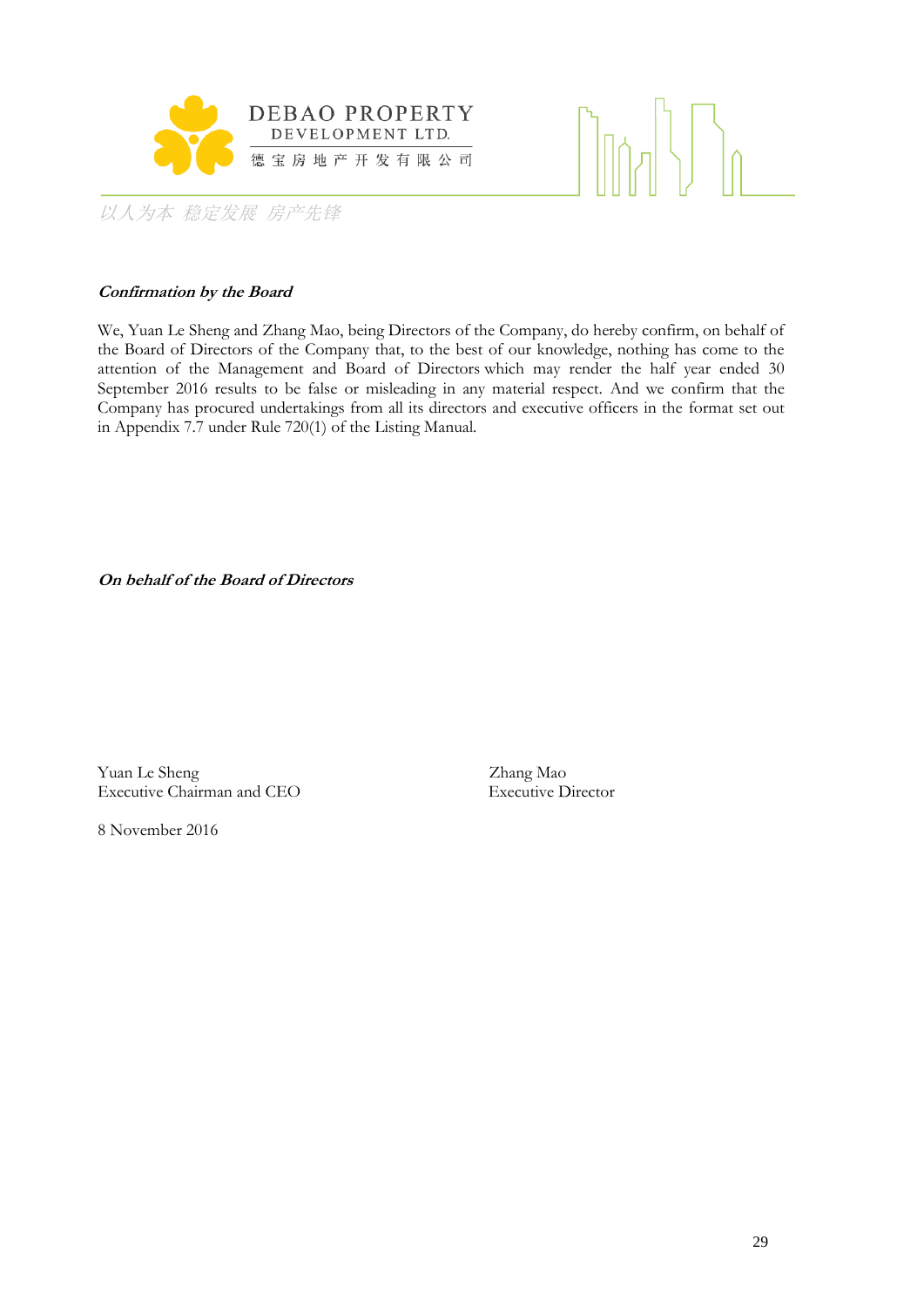*Confirmation by the Board*

We, Yuan Le Sheng and Zhang Mao, being Directors of the Company, do hereby confirm, on behalf of the Board of Directors of the Company that, to the best of our knowledge, nothing has come to the attention of the Management and Board of Directors which may render the half year ended 30 September 2016 results to be false or misleading in any material respect. And we confirm that the Company has procured undertakings from all its directors and executive officers in the format set out in Appendix 7.7 under Rule 720(1) of the Listing Manual.

***On behalf of the Board of Directors***

Yuan Le Sheng
Executive Chairman and CEO

Zhang Mao
Executive Director

8 November 2016